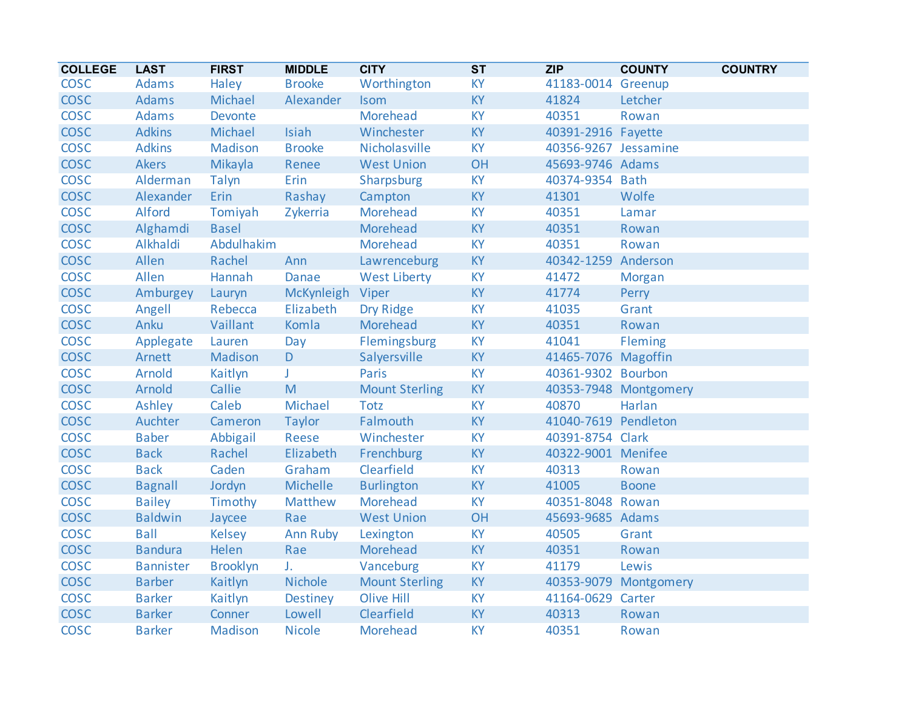| COLLEGE | LAST | FIRST | MIDDLE | CITY | ST | ZIP | COUNTY | COUNTRY |
|---|---|---|---|---|---|---|---|---|
| COSC | Adams | Haley | Brooke | Worthington | KY | 41183-0014 | Greenup | |
| COSC | Adams | Michael | Alexander | Isom | KY | 41824 | Letcher | |
| COSC | Adams | Devonte | | Morehead | KY | 40351 | Rowan | |
| COSC | Adkins | Michael | Isiah | Winchester | KY | 40391-2916 | Fayette | |
| COSC | Adkins | Madison | Brooke | Nicholasville | KY | 40356-9267 | Jessamine | |
| COSC | Akers | Mikayla | Renee | West Union | OH | 45693-9746 | Adams | |
| COSC | Alderman | Talyn | Erin | Sharpsburg | KY | 40374-9354 | Bath | |
| COSC | Alexander | Erin | Rashay | Campton | KY | 41301 | Wolfe | |
| COSC | Alford | Tomiyah | Zykerria | Morehead | KY | 40351 | Lamar | |
| COSC | Alghamdi | Basel | | Morehead | KY | 40351 | Rowan | |
| COSC | Alkhaldi | Abdulhakim | | Morehead | KY | 40351 | Rowan | |
| COSC | Allen | Rachel | Ann | Lawrenceburg | KY | 40342-1259 | Anderson | |
| COSC | Allen | Hannah | Danae | West Liberty | KY | 41472 | Morgan | |
| COSC | Amburgey | Lauryn | McKynleigh | Viper | KY | 41774 | Perry | |
| COSC | Angell | Rebecca | Elizabeth | Dry Ridge | KY | 41035 | Grant | |
| COSC | Anku | Vaillant | Komla | Morehead | KY | 40351 | Rowan | |
| COSC | Applegate | Lauren | Day | Flemingsburg | KY | 41041 | Fleming | |
| COSC | Arnett | Madison | D | Salyersville | KY | 41465-7076 | Magoffin | |
| COSC | Arnold | Kaitlyn | J | Paris | KY | 40361-9302 | Bourbon | |
| COSC | Arnold | Callie | M | Mount Sterling | KY | 40353-7948 | Montgomery | |
| COSC | Ashley | Caleb | Michael | Totz | KY | 40870 | Harlan | |
| COSC | Auchter | Cameron | Taylor | Falmouth | KY | 41040-7619 | Pendleton | |
| COSC | Baber | Abbigail | Reese | Winchester | KY | 40391-8754 | Clark | |
| COSC | Back | Rachel | Elizabeth | Frenchburg | KY | 40322-9001 | Menifee | |
| COSC | Back | Caden | Graham | Clearfield | KY | 40313 | Rowan | |
| COSC | Bagnall | Jordyn | Michelle | Burlington | KY | 41005 | Boone | |
| COSC | Bailey | Timothy | Matthew | Morehead | KY | 40351-8048 | Rowan | |
| COSC | Baldwin | Jaycee | Rae | West Union | OH | 45693-9685 | Adams | |
| COSC | Ball | Kelsey | Ann Ruby | Lexington | KY | 40505 | Grant | |
| COSC | Bandura | Helen | Rae | Morehead | KY | 40351 | Rowan | |
| COSC | Bannister | Brooklyn | J. | Vanceburg | KY | 41179 | Lewis | |
| COSC | Barber | Kaitlyn | Nichole | Mount Sterling | KY | 40353-9079 | Montgomery | |
| COSC | Barker | Kaitlyn | Destiney | Olive Hill | KY | 41164-0629 | Carter | |
| COSC | Barker | Conner | Lowell | Clearfield | KY | 40313 | Rowan | |
| COSC | Barker | Madison | Nicole | Morehead | KY | 40351 | Rowan | |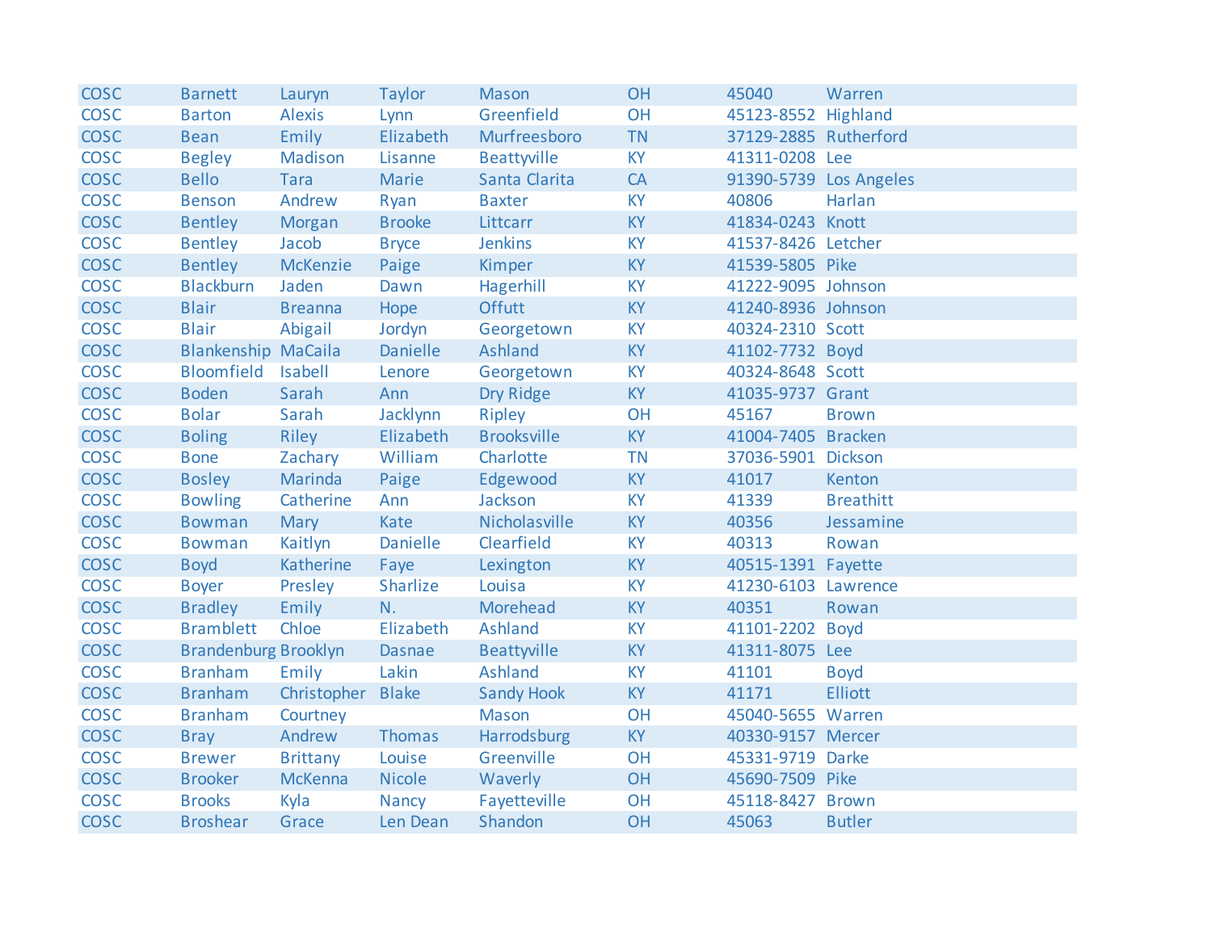| COSC | Barnett | Lauryn | Taylor | Mason | OH | 45040 | Warren |
|---|---|---|---|---|---|---|---|
| COSC | Barton | Alexis | Lynn | Greenfield | OH | 45123-8552 | Highland |
| COSC | Bean | Emily | Elizabeth | Murfreesboro | TN | 37129-2885 | Rutherford |
| COSC | Begley | Madison | Lisanne | Beattyville | KY | 41311-0208 | Lee |
| COSC | Bello | Tara | Marie | Santa Clarita | CA | 91390-5739 | Los Angeles |
| COSC | Benson | Andrew | Ryan | Baxter | KY | 40806 | Harlan |
| COSC | Bentley | Morgan | Brooke | Littcarr | KY | 41834-0243 | Knott |
| COSC | Bentley | Jacob | Bryce | Jenkins | KY | 41537-8426 | Letcher |
| COSC | Bentley | McKenzie | Paige | Kimper | KY | 41539-5805 | Pike |
| COSC | Blackburn | Jaden | Dawn | Hagerhill | KY | 41222-9095 | Johnson |
| COSC | Blair | Breanna | Hope | Offutt | KY | 41240-8936 | Johnson |
| COSC | Blair | Abigail | Jordyn | Georgetown | KY | 40324-2310 | Scott |
| COSC | Blankenship | MaCaila | Danielle | Ashland | KY | 41102-7732 | Boyd |
| COSC | Bloomfield | Isabell | Lenore | Georgetown | KY | 40324-8648 | Scott |
| COSC | Boden | Sarah | Ann | Dry Ridge | KY | 41035-9737 | Grant |
| COSC | Bolar | Sarah | Jacklynn | Ripley | OH | 45167 | Brown |
| COSC | Boling | Riley | Elizabeth | Brooksville | KY | 41004-7405 | Bracken |
| COSC | Bone | Zachary | William | Charlotte | TN | 37036-5901 | Dickson |
| COSC | Bosley | Marinda | Paige | Edgewood | KY | 41017 | Kenton |
| COSC | Bowling | Catherine | Ann | Jackson | KY | 41339 | Breathitt |
| COSC | Bowman | Mary | Kate | Nicholasville | KY | 40356 | Jessamine |
| COSC | Bowman | Kaitlyn | Danielle | Clearfield | KY | 40313 | Rowan |
| COSC | Boyd | Katherine | Faye | Lexington | KY | 40515-1391 | Fayette |
| COSC | Boyer | Presley | Sharlize | Louisa | KY | 41230-6103 | Lawrence |
| COSC | Bradley | Emily | N. | Morehead | KY | 40351 | Rowan |
| COSC | Bramblett | Chloe | Elizabeth | Ashland | KY | 41101-2202 | Boyd |
| COSC | Brandenburg | Brooklyn | Dasnae | Beattyville | KY | 41311-8075 | Lee |
| COSC | Branham | Emily | Lakin | Ashland | KY | 41101 | Boyd |
| COSC | Branham | Christopher | Blake | Sandy Hook | KY | 41171 | Elliott |
| COSC | Branham | Courtney | | Mason | OH | 45040-5655 | Warren |
| COSC | Bray | Andrew | Thomas | Harrodsburg | KY | 40330-9157 | Mercer |
| COSC | Brewer | Brittany | Louise | Greenville | OH | 45331-9719 | Darke |
| COSC | Brooker | McKenna | Nicole | Waverly | OH | 45690-7509 | Pike |
| COSC | Brooks | Kyla | Nancy | Fayetteville | OH | 45118-8427 | Brown |
| COSC | Broshear | Grace | Len Dean | Shandon | OH | 45063 | Butler |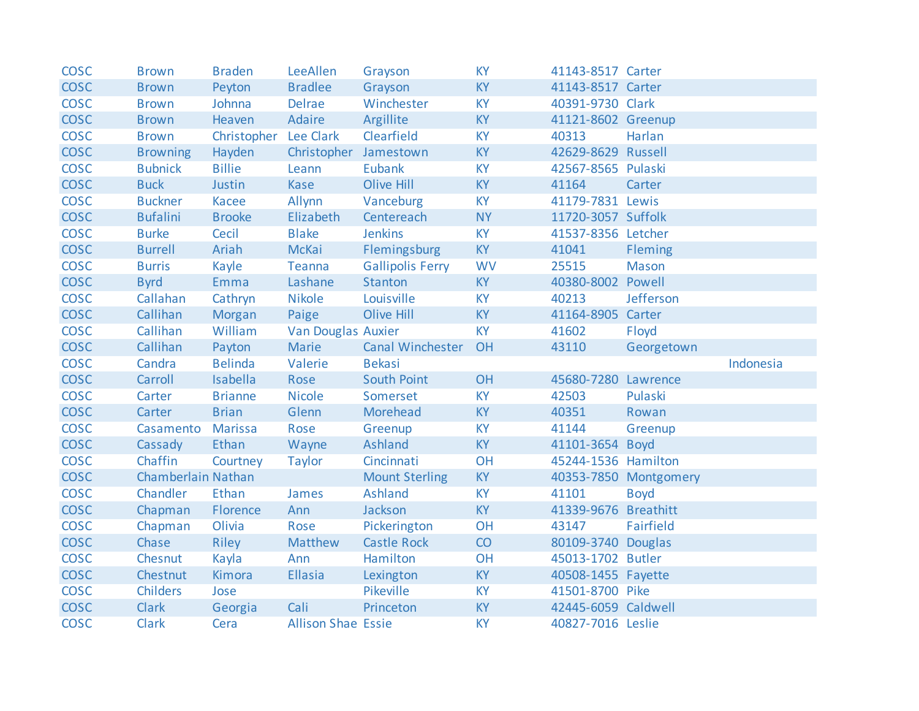| | | | | | | | | |
|---|---|---|---|---|---|---|---|---|
| COSC | Brown | Braden | LeeAllen | Grayson | KY | 41143-8517 | Carter | |
| COSC | Brown | Peyton | Bradlee | Grayson | KY | 41143-8517 | Carter | |
| COSC | Brown | Johnna | Delrae | Winchester | KY | 40391-9730 | Clark | |
| COSC | Brown | Heaven | Adaire | Argillite | KY | 41121-8602 | Greenup | |
| COSC | Brown | Christopher | Lee Clark | Clearfield | KY | 40313 | Harlan | |
| COSC | Browning | Hayden | Christopher | Jamestown | KY | 42629-8629 | Russell | |
| COSC | Bubnick | Billie | Leann | Eubank | KY | 42567-8565 | Pulaski | |
| COSC | Buck | Justin | Kase | Olive Hill | KY | 41164 | Carter | |
| COSC | Buckner | Kacee | Allynn | Vanceburg | KY | 41179-7831 | Lewis | |
| COSC | Bufalini | Brooke | Elizabeth | Centereach | NY | 11720-3057 | Suffolk | |
| COSC | Burke | Cecil | Blake | Jenkins | KY | 41537-8356 | Letcher | |
| COSC | Burrell | Ariah | McKai | Flemingsburg | KY | 41041 | Fleming | |
| COSC | Burris | Kayle | Teanna | Gallipolis Ferry | WV | 25515 | Mason | |
| COSC | Byrd | Emma | Lashane | Stanton | KY | 40380-8002 | Powell | |
| COSC | Callahan | Cathryn | Nikole | Louisville | KY | 40213 | Jefferson | |
| COSC | Callihan | Morgan | Paige | Olive Hill | KY | 41164-8905 | Carter | |
| COSC | Callihan | William | Van Douglas | Auxier | KY | 41602 | Floyd | |
| COSC | Callihan | Payton | Marie | Canal Winchester | OH | 43110 | Georgetown | |
| COSC | Candra | Belinda | Valerie | Bekasi | | | | Indonesia |
| COSC | Carroll | Isabella | Rose | South Point | OH | 45680-7280 | Lawrence | |
| COSC | Carter | Brianne | Nicole | Somerset | KY | 42503 | Pulaski | |
| COSC | Carter | Brian | Glenn | Morehead | KY | 40351 | Rowan | |
| COSC | Casamento | Marissa | Rose | Greenup | KY | 41144 | Greenup | |
| COSC | Cassady | Ethan | Wayne | Ashland | KY | 41101-3654 | Boyd | |
| COSC | Chaffin | Courtney | Taylor | Cincinnati | OH | 45244-1536 | Hamilton | |
| COSC | Chamberlain | Nathan | | Mount Sterling | KY | 40353-7850 | Montgomery | |
| COSC | Chandler | Ethan | James | Ashland | KY | 41101 | Boyd | |
| COSC | Chapman | Florence | Ann | Jackson | KY | 41339-9676 | Breathitt | |
| COSC | Chapman | Olivia | Rose | Pickerington | OH | 43147 | Fairfield | |
| COSC | Chase | Riley | Matthew | Castle Rock | CO | 80109-3740 | Douglas | |
| COSC | Chesnut | Kayla | Ann | Hamilton | OH | 45013-1702 | Butler | |
| COSC | Chestnut | Kimora | Ellasia | Lexington | KY | 40508-1455 | Fayette | |
| COSC | Childers | Jose | | Pikeville | KY | 41501-8700 | Pike | |
| COSC | Clark | Georgia | Cali | Princeton | KY | 42445-6059 | Caldwell | |
| COSC | Clark | Cera | Allison Shae | Essie | KY | 40827-7016 | Leslie | |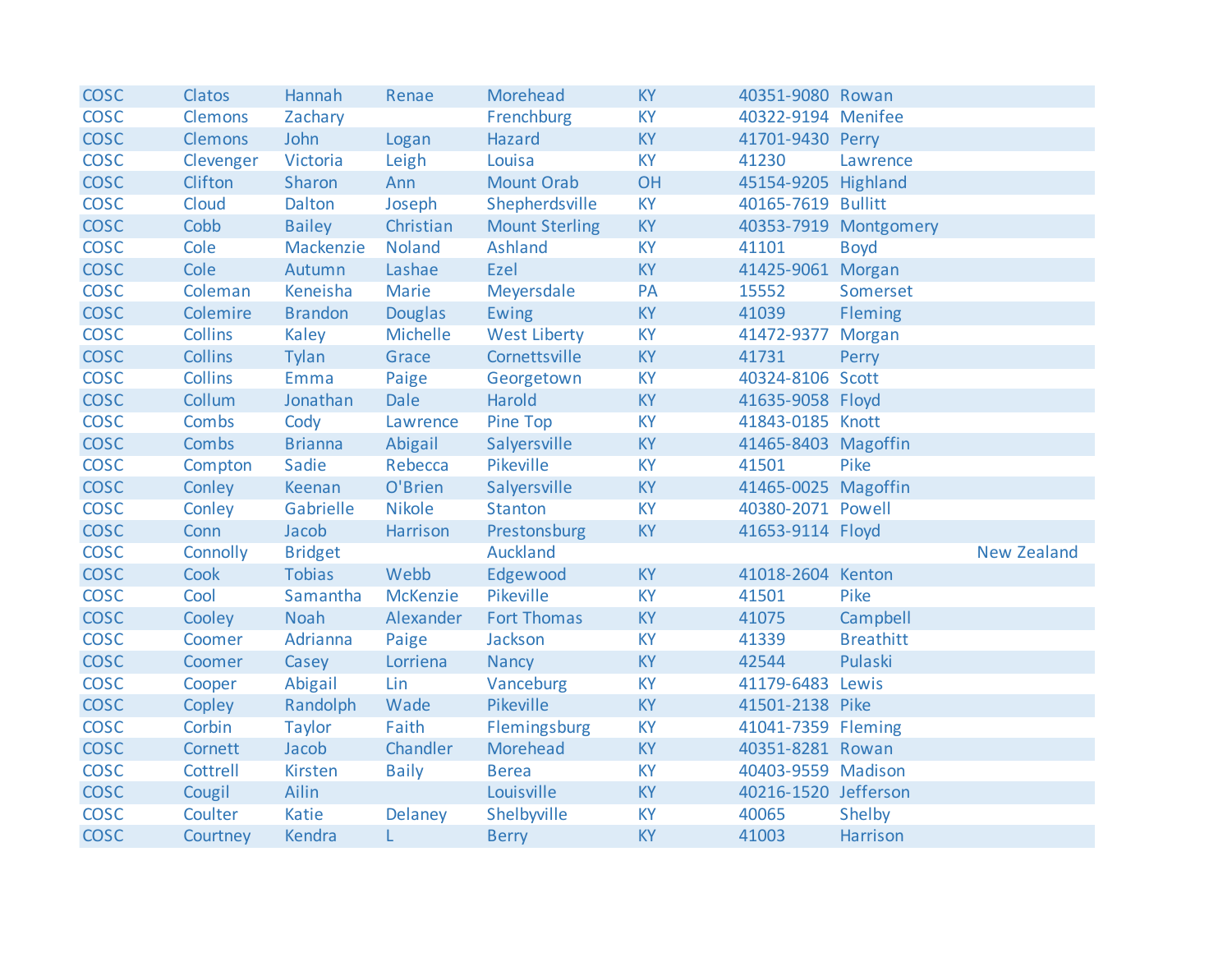| | | | | | | | | |
|---|---|---|---|---|---|---|---|---|
| COSC | Clatos | Hannah | Renae | Morehead | KY | 40351-9080 | Rowan | |
| COSC | Clemons | Zachary | | Frenchburg | KY | 40322-9194 | Menifee | |
| COSC | Clemons | John | Logan | Hazard | KY | 41701-9430 | Perry | |
| COSC | Clevenger | Victoria | Leigh | Louisa | KY | 41230 | Lawrence | |
| COSC | Clifton | Sharon | Ann | Mount Orab | OH | 45154-9205 | Highland | |
| COSC | Cloud | Dalton | Joseph | Shepherdsville | KY | 40165-7619 | Bullitt | |
| COSC | Cobb | Bailey | Christian | Mount Sterling | KY | 40353-7919 | Montgomery | |
| COSC | Cole | Mackenzie | Noland | Ashland | KY | 41101 | Boyd | |
| COSC | Cole | Autumn | Lashae | Ezel | KY | 41425-9061 | Morgan | |
| COSC | Coleman | Keneisha | Marie | Meyersdale | PA | 15552 | Somerset | |
| COSC | Colemire | Brandon | Douglas | Ewing | KY | 41039 | Fleming | |
| COSC | Collins | Kaley | Michelle | West Liberty | KY | 41472-9377 | Morgan | |
| COSC | Collins | Tylan | Grace | Cornettsville | KY | 41731 | Perry | |
| COSC | Collins | Emma | Paige | Georgetown | KY | 40324-8106 | Scott | |
| COSC | Collum | Jonathan | Dale | Harold | KY | 41635-9058 | Floyd | |
| COSC | Combs | Cody | Lawrence | Pine Top | KY | 41843-0185 | Knott | |
| COSC | Combs | Brianna | Abigail | Salyersville | KY | 41465-8403 | Magoffin | |
| COSC | Compton | Sadie | Rebecca | Pikeville | KY | 41501 | Pike | |
| COSC | Conley | Keenan | O'Brien | Salyersville | KY | 41465-0025 | Magoffin | |
| COSC | Conley | Gabrielle | Nikole | Stanton | KY | 40380-2071 | Powell | |
| COSC | Conn | Jacob | Harrison | Prestonsburg | KY | 41653-9114 | Floyd | |
| COSC | Connolly | Bridget | | Auckland | | | | New Zealand |
| COSC | Cook | Tobias | Webb | Edgewood | KY | 41018-2604 | Kenton | |
| COSC | Cool | Samantha | McKenzie | Pikeville | KY | 41501 | Pike | |
| COSC | Cooley | Noah | Alexander | Fort Thomas | KY | 41075 | Campbell | |
| COSC | Coomer | Adrianna | Paige | Jackson | KY | 41339 | Breathitt | |
| COSC | Coomer | Casey | Lorriena | Nancy | KY | 42544 | Pulaski | |
| COSC | Cooper | Abigail | Lin | Vanceburg | KY | 41179-6483 | Lewis | |
| COSC | Copley | Randolph | Wade | Pikeville | KY | 41501-2138 | Pike | |
| COSC | Corbin | Taylor | Faith | Flemingsburg | KY | 41041-7359 | Fleming | |
| COSC | Cornett | Jacob | Chandler | Morehead | KY | 40351-8281 | Rowan | |
| COSC | Cottrell | Kirsten | Baily | Berea | KY | 40403-9559 | Madison | |
| COSC | Cougil | Ailin | | Louisville | KY | 40216-1520 | Jefferson | |
| COSC | Coulter | Katie | Delaney | Shelbyville | KY | 40065 | Shelby | |
| COSC | Courtney | Kendra | L | Berry | KY | 41003 | Harrison | |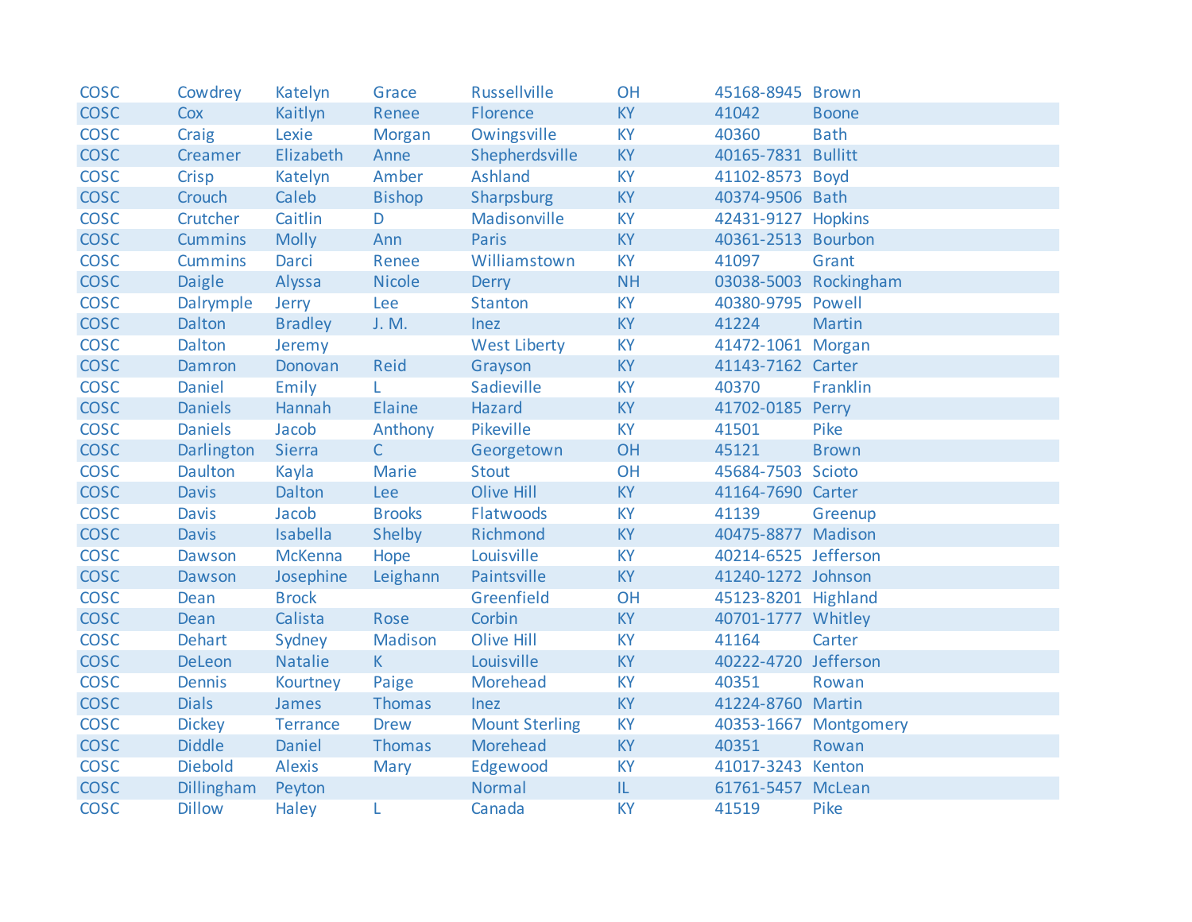| | | | | | | | |
|---|---|---|---|---|---|---|---|
| COSC | Cowdrey | Katelyn | Grace | Russellville | OH | 45168-8945 | Brown |
| COSC | Cox | Kaitlyn | Renee | Florence | KY | 41042 | Boone |
| COSC | Craig | Lexie | Morgan | Owingsville | KY | 40360 | Bath |
| COSC | Creamer | Elizabeth | Anne | Shepherdsville | KY | 40165-7831 | Bullitt |
| COSC | Crisp | Katelyn | Amber | Ashland | KY | 41102-8573 | Boyd |
| COSC | Crouch | Caleb | Bishop | Sharpsburg | KY | 40374-9506 | Bath |
| COSC | Crutcher | Caitlin | D | Madisonville | KY | 42431-9127 | Hopkins |
| COSC | Cummins | Molly | Ann | Paris | KY | 40361-2513 | Bourbon |
| COSC | Cummins | Darci | Renee | Williamstown | KY | 41097 | Grant |
| COSC | Daigle | Alyssa | Nicole | Derry | NH | 03038-5003 | Rockingham |
| COSC | Dalrymple | Jerry | Lee | Stanton | KY | 40380-9795 | Powell |
| COSC | Dalton | Bradley | J. M. | Inez | KY | 41224 | Martin |
| COSC | Dalton | Jeremy | | West Liberty | KY | 41472-1061 | Morgan |
| COSC | Damron | Donovan | Reid | Grayson | KY | 41143-7162 | Carter |
| COSC | Daniel | Emily | L | Sadieville | KY | 40370 | Franklin |
| COSC | Daniels | Hannah | Elaine | Hazard | KY | 41702-0185 | Perry |
| COSC | Daniels | Jacob | Anthony | Pikeville | KY | 41501 | Pike |
| COSC | Darlington | Sierra | C | Georgetown | OH | 45121 | Brown |
| COSC | Daulton | Kayla | Marie | Stout | OH | 45684-7503 | Scioto |
| COSC | Davis | Dalton | Lee | Olive Hill | KY | 41164-7690 | Carter |
| COSC | Davis | Jacob | Brooks | Flatwoods | KY | 41139 | Greenup |
| COSC | Davis | Isabella | Shelby | Richmond | KY | 40475-8877 | Madison |
| COSC | Dawson | McKenna | Hope | Louisville | KY | 40214-6525 | Jefferson |
| COSC | Dawson | Josephine | Leighann | Paintsville | KY | 41240-1272 | Johnson |
| COSC | Dean | Brock | | Greenfield | OH | 45123-8201 | Highland |
| COSC | Dean | Calista | Rose | Corbin | KY | 40701-1777 | Whitley |
| COSC | Dehart | Sydney | Madison | Olive Hill | KY | 41164 | Carter |
| COSC | DeLeon | Natalie | K | Louisville | KY | 40222-4720 | Jefferson |
| COSC | Dennis | Kourtney | Paige | Morehead | KY | 40351 | Rowan |
| COSC | Dials | James | Thomas | Inez | KY | 41224-8760 | Martin |
| COSC | Dickey | Terrance | Drew | Mount Sterling | KY | 40353-1667 | Montgomery |
| COSC | Diddle | Daniel | Thomas | Morehead | KY | 40351 | Rowan |
| COSC | Diebold | Alexis | Mary | Edgewood | KY | 41017-3243 | Kenton |
| COSC | Dillingham | Peyton | | Normal | IL | 61761-5457 | McLean |
| COSC | Dillow | Haley | L | Canada | KY | 41519 | Pike |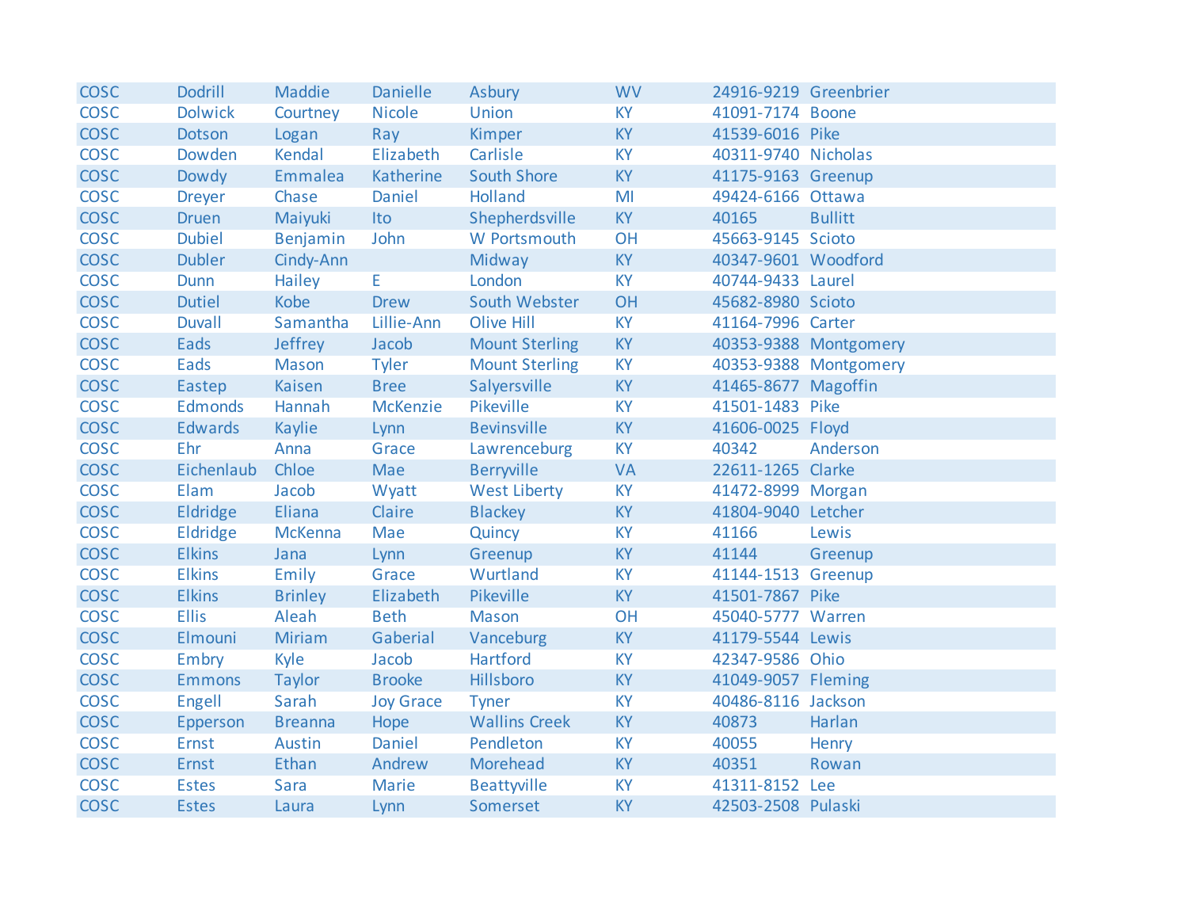| | | | | | | | |
|---|---|---|---|---|---|---|---|
| COSC | Dodrill | Maddie | Danielle | Asbury | WV | 24916-9219 | Greenbrier |
| COSC | Dolwick | Courtney | Nicole | Union | KY | 41091-7174 | Boone |
| COSC | Dotson | Logan | Ray | Kimper | KY | 41539-6016 | Pike |
| COSC | Dowden | Kendal | Elizabeth | Carlisle | KY | 40311-9740 | Nicholas |
| COSC | Dowdy | Emmalea | Katherine | South Shore | KY | 41175-9163 | Greenup |
| COSC | Dreyer | Chase | Daniel | Holland | MI | 49424-6166 | Ottawa |
| COSC | Druen | Maiyuki | Ito | Shepherdsville | KY | 40165 | Bullitt |
| COSC | Dubiel | Benjamin | John | W Portsmouth | OH | 45663-9145 | Scioto |
| COSC | Dubler | Cindy-Ann | | Midway | KY | 40347-9601 | Woodford |
| COSC | Dunn | Hailey | E | London | KY | 40744-9433 | Laurel |
| COSC | Dutiel | Kobe | Drew | South Webster | OH | 45682-8980 | Scioto |
| COSC | Duvall | Samantha | Lillie-Ann | Olive Hill | KY | 41164-7996 | Carter |
| COSC | Eads | Jeffrey | Jacob | Mount Sterling | KY | 40353-9388 | Montgomery |
| COSC | Eads | Mason | Tyler | Mount Sterling | KY | 40353-9388 | Montgomery |
| COSC | Eastep | Kaisen | Bree | Salyersville | KY | 41465-8677 | Magoffin |
| COSC | Edmonds | Hannah | McKenzie | Pikeville | KY | 41501-1483 | Pike |
| COSC | Edwards | Kaylie | Lynn | Bevinsville | KY | 41606-0025 | Floyd |
| COSC | Ehr | Anna | Grace | Lawrenceburg | KY | 40342 | Anderson |
| COSC | Eichenlaub | Chloe | Mae | Berryville | VA | 22611-1265 | Clarke |
| COSC | Elam | Jacob | Wyatt | West Liberty | KY | 41472-8999 | Morgan |
| COSC | Eldridge | Eliana | Claire | Blackey | KY | 41804-9040 | Letcher |
| COSC | Eldridge | McKenna | Mae | Quincy | KY | 41166 | Lewis |
| COSC | Elkins | Jana | Lynn | Greenup | KY | 41144 | Greenup |
| COSC | Elkins | Emily | Grace | Wurtland | KY | 41144-1513 | Greenup |
| COSC | Elkins | Brinley | Elizabeth | Pikeville | KY | 41501-7867 | Pike |
| COSC | Ellis | Aleah | Beth | Mason | OH | 45040-5777 | Warren |
| COSC | Elmouni | Miriam | Gaberial | Vanceburg | KY | 41179-5544 | Lewis |
| COSC | Embry | Kyle | Jacob | Hartford | KY | 42347-9586 | Ohio |
| COSC | Emmons | Taylor | Brooke | Hillsboro | KY | 41049-9057 | Fleming |
| COSC | Engell | Sarah | Joy Grace | Tyner | KY | 40486-8116 | Jackson |
| COSC | Epperson | Breanna | Hope | Wallins Creek | KY | 40873 | Harlan |
| COSC | Ernst | Austin | Daniel | Pendleton | KY | 40055 | Henry |
| COSC | Ernst | Ethan | Andrew | Morehead | KY | 40351 | Rowan |
| COSC | Estes | Sara | Marie | Beattyville | KY | 41311-8152 | Lee |
| COSC | Estes | Laura | Lynn | Somerset | KY | 42503-2508 | Pulaski |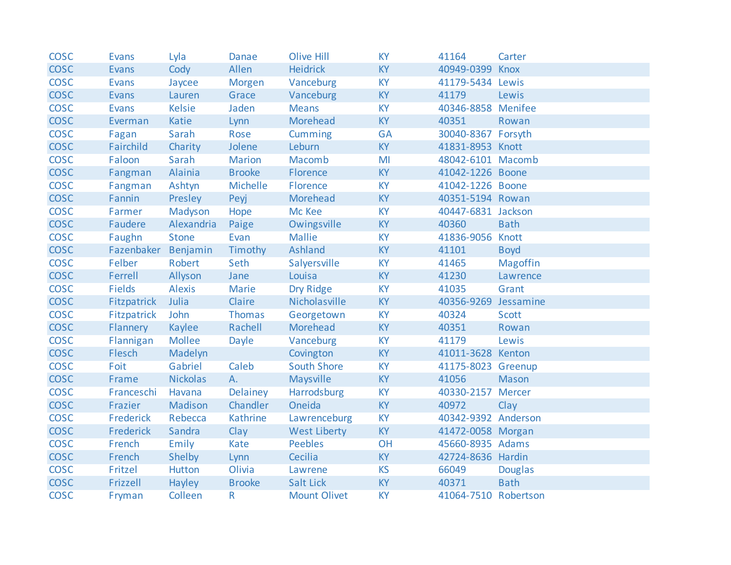| | | | | | | | |
|---|---|---|---|---|---|---|---|
| COSC | Evans | Lyla | Danae | Olive Hill | KY | 41164 | Carter |
| COSC | Evans | Cody | Allen | Heidrick | KY | 40949-0399 | Knox |
| COSC | Evans | Jaycee | Morgen | Vanceburg | KY | 41179-5434 | Lewis |
| COSC | Evans | Lauren | Grace | Vanceburg | KY | 41179 | Lewis |
| COSC | Evans | Kelsie | Jaden | Means | KY | 40346-8858 | Menifee |
| COSC | Everman | Katie | Lynn | Morehead | KY | 40351 | Rowan |
| COSC | Fagan | Sarah | Rose | Cumming | GA | 30040-8367 | Forsyth |
| COSC | Fairchild | Charity | Jolene | Leburn | KY | 41831-8953 | Knott |
| COSC | Faloon | Sarah | Marion | Macomb | MI | 48042-6101 | Macomb |
| COSC | Fangman | Alainia | Brooke | Florence | KY | 41042-1226 | Boone |
| COSC | Fangman | Ashtyn | Michelle | Florence | KY | 41042-1226 | Boone |
| COSC | Fannin | Presley | Peyj | Morehead | KY | 40351-5194 | Rowan |
| COSC | Farmer | Madyson | Hope | Mc Kee | KY | 40447-6831 | Jackson |
| COSC | Faudere | Alexandria | Paige | Owingsville | KY | 40360 | Bath |
| COSC | Faughn | Stone | Evan | Mallie | KY | 41836-9056 | Knott |
| COSC | Fazenbaker | Benjamin | Timothy | Ashland | KY | 41101 | Boyd |
| COSC | Felber | Robert | Seth | Salyersville | KY | 41465 | Magoffin |
| COSC | Ferrell | Allyson | Jane | Louisa | KY | 41230 | Lawrence |
| COSC | Fields | Alexis | Marie | Dry Ridge | KY | 41035 | Grant |
| COSC | Fitzpatrick | Julia | Claire | Nicholasville | KY | 40356-9269 | Jessamine |
| COSC | Fitzpatrick | John | Thomas | Georgetown | KY | 40324 | Scott |
| COSC | Flannery | Kaylee | Rachell | Morehead | KY | 40351 | Rowan |
| COSC | Flannigan | Mollee | Dayle | Vanceburg | KY | 41179 | Lewis |
| COSC | Flesch | Madelyn | | Covington | KY | 41011-3628 | Kenton |
| COSC | Foit | Gabriel | Caleb | South Shore | KY | 41175-8023 | Greenup |
| COSC | Frame | Nickolas | A. | Maysville | KY | 41056 | Mason |
| COSC | Franceschi | Havana | Delainey | Harrodsburg | KY | 40330-2157 | Mercer |
| COSC | Frazier | Madison | Chandler | Oneida | KY | 40972 | Clay |
| COSC | Frederick | Rebecca | Kathrine | Lawrenceburg | KY | 40342-9392 | Anderson |
| COSC | Frederick | Sandra | Clay | West Liberty | KY | 41472-0058 | Morgan |
| COSC | French | Emily | Kate | Peebles | OH | 45660-8935 | Adams |
| COSC | French | Shelby | Lynn | Cecilia | KY | 42724-8636 | Hardin |
| COSC | Fritzel | Hutton | Olivia | Lawrene | KS | 66049 | Douglas |
| COSC | Frizzell | Hayley | Brooke | Salt Lick | KY | 40371 | Bath |
| COSC | Fryman | Colleen | R | Mount Olivet | KY | 41064-7510 | Robertson |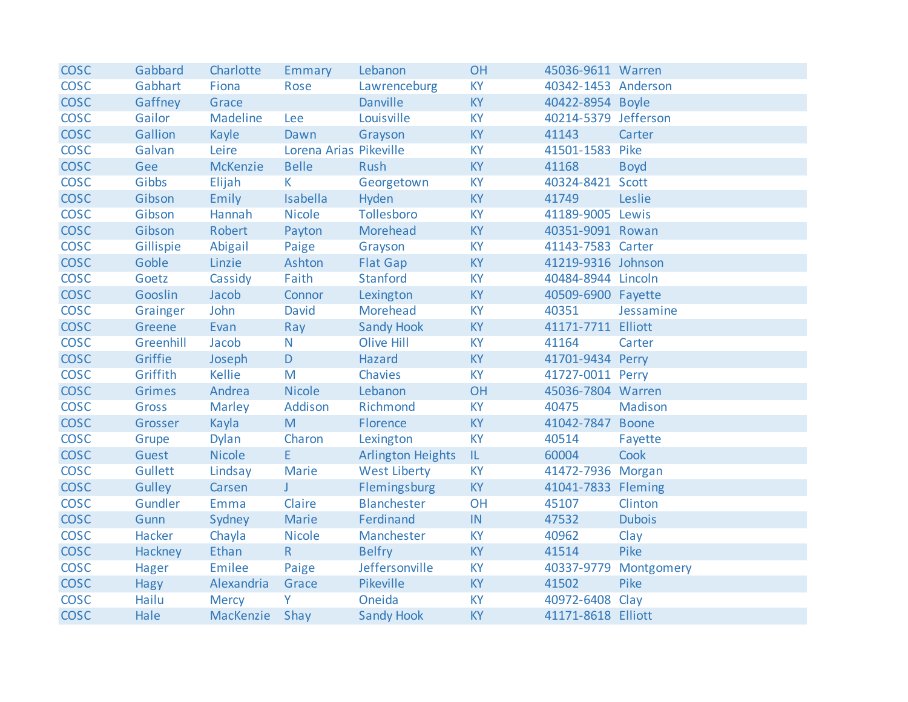| COSC | Gabbard | Charlotte | Emmary | Lebanon | OH | 45036-9611 | Warren |
|---|---|---|---|---|---|---|---|
| COSC | Gabhart | Fiona | Rose | Lawrenceburg | KY | 40342-1453 | Anderson |
| COSC | Gaffney | Grace | | Danville | KY | 40422-8954 | Boyle |
| COSC | Gailor | Madeline | Lee | Louisville | KY | 40214-5379 | Jefferson |
| COSC | Gallion | Kayle | Dawn | Grayson | KY | 41143 | Carter |
| COSC | Galvan | Leire | Lorena Arias | Pikeville | KY | 41501-1583 | Pike |
| COSC | Gee | McKenzie | Belle | Rush | KY | 41168 | Boyd |
| COSC | Gibbs | Elijah | K | Georgetown | KY | 40324-8421 | Scott |
| COSC | Gibson | Emily | Isabella | Hyden | KY | 41749 | Leslie |
| COSC | Gibson | Hannah | Nicole | Tollesboro | KY | 41189-9005 | Lewis |
| COSC | Gibson | Robert | Payton | Morehead | KY | 40351-9091 | Rowan |
| COSC | Gillispie | Abigail | Paige | Grayson | KY | 41143-7583 | Carter |
| COSC | Goble | Linzie | Ashton | Flat Gap | KY | 41219-9316 | Johnson |
| COSC | Goetz | Cassidy | Faith | Stanford | KY | 40484-8944 | Lincoln |
| COSC | Gooslin | Jacob | Connor | Lexington | KY | 40509-6900 | Fayette |
| COSC | Grainger | John | David | Morehead | KY | 40351 | Jessamine |
| COSC | Greene | Evan | Ray | Sandy Hook | KY | 41171-7711 | Elliott |
| COSC | Greenhill | Jacob | N | Olive Hill | KY | 41164 | Carter |
| COSC | Griffie | Joseph | D | Hazard | KY | 41701-9434 | Perry |
| COSC | Griffith | Kellie | M | Chavies | KY | 41727-0011 | Perry |
| COSC | Grimes | Andrea | Nicole | Lebanon | OH | 45036-7804 | Warren |
| COSC | Gross | Marley | Addison | Richmond | KY | 40475 | Madison |
| COSC | Grosser | Kayla | M | Florence | KY | 41042-7847 | Boone |
| COSC | Grupe | Dylan | Charon | Lexington | KY | 40514 | Fayette |
| COSC | Guest | Nicole | E | Arlington Heights | IL | 60004 | Cook |
| COSC | Gullett | Lindsay | Marie | West Liberty | KY | 41472-7936 | Morgan |
| COSC | Gulley | Carsen | J | Flemingsburg | KY | 41041-7833 | Fleming |
| COSC | Gundler | Emma | Claire | Blanchester | OH | 45107 | Clinton |
| COSC | Gunn | Sydney | Marie | Ferdinand | IN | 47532 | Dubois |
| COSC | Hacker | Chayla | Nicole | Manchester | KY | 40962 | Clay |
| COSC | Hackney | Ethan | R | Belfry | KY | 41514 | Pike |
| COSC | Hager | Emilee | Paige | Jeffersonville | KY | 40337-9779 | Montgomery |
| COSC | Hagy | Alexandria | Grace | Pikeville | KY | 41502 | Pike |
| COSC | Hailu | Mercy | Y | Oneida | KY | 40972-6408 | Clay |
| COSC | Hale | MacKenzie | Shay | Sandy Hook | KY | 41171-8618 | Elliott |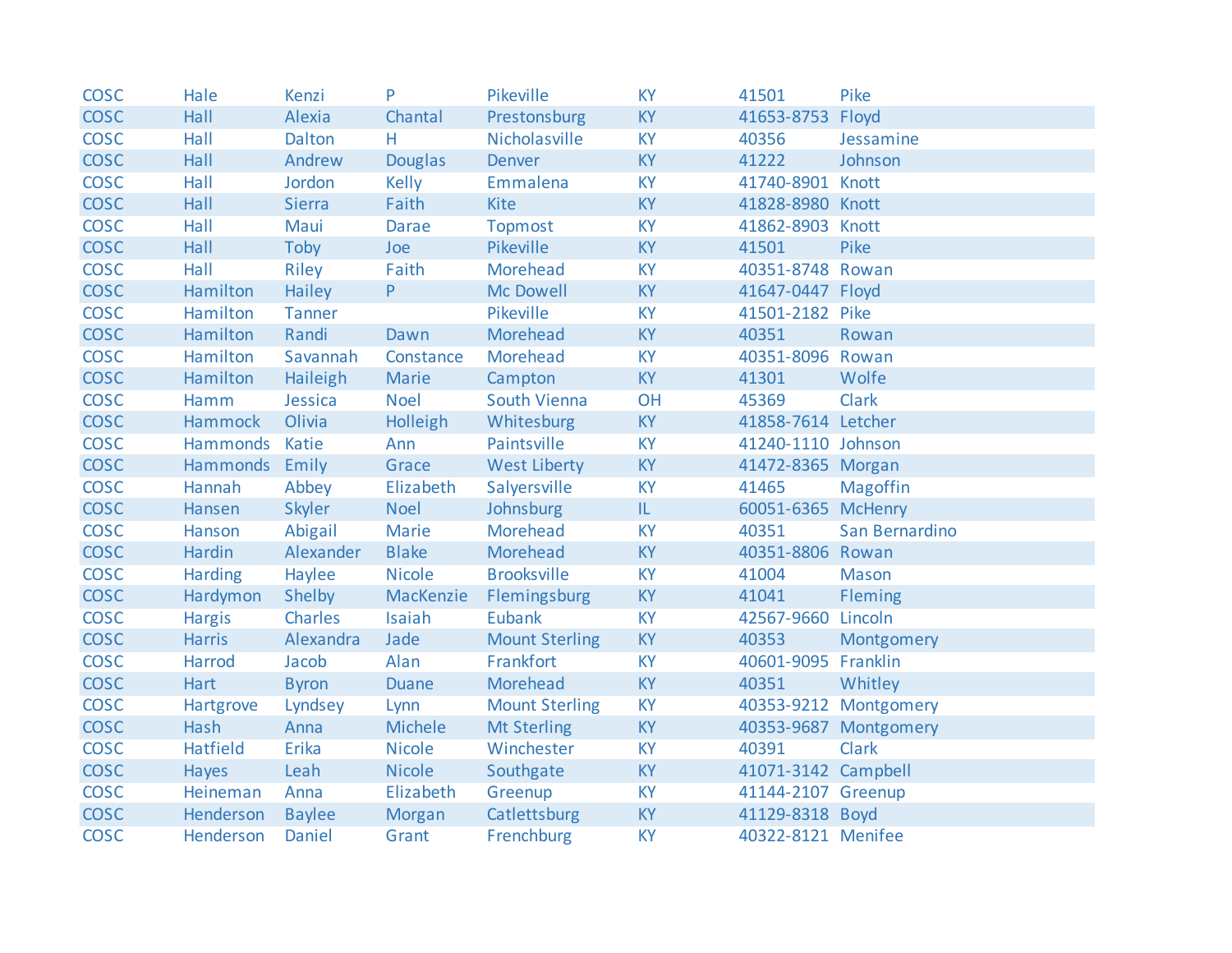| | | | | | | | |
|---|---|---|---|---|---|---|---|
| COSC | Hale | Kenzi | P | Pikeville | KY | 41501 | Pike |
| COSC | Hall | Alexia | Chantal | Prestonsburg | KY | 41653-8753 | Floyd |
| COSC | Hall | Dalton | H | Nicholasville | KY | 40356 | Jessamine |
| COSC | Hall | Andrew | Douglas | Denver | KY | 41222 | Johnson |
| COSC | Hall | Jordon | Kelly | Emmalena | KY | 41740-8901 | Knott |
| COSC | Hall | Sierra | Faith | Kite | KY | 41828-8980 | Knott |
| COSC | Hall | Maui | Darae | Topmost | KY | 41862-8903 | Knott |
| COSC | Hall | Toby | Joe | Pikeville | KY | 41501 | Pike |
| COSC | Hall | Riley | Faith | Morehead | KY | 40351-8748 | Rowan |
| COSC | Hamilton | Hailey | P | Mc Dowell | KY | 41647-0447 | Floyd |
| COSC | Hamilton | Tanner | | Pikeville | KY | 41501-2182 | Pike |
| COSC | Hamilton | Randi | Dawn | Morehead | KY | 40351 | Rowan |
| COSC | Hamilton | Savannah | Constance | Morehead | KY | 40351-8096 | Rowan |
| COSC | Hamilton | Haileigh | Marie | Campton | KY | 41301 | Wolfe |
| COSC | Hamm | Jessica | Noel | South Vienna | OH | 45369 | Clark |
| COSC | Hammock | Olivia | Holleigh | Whitesburg | KY | 41858-7614 | Letcher |
| COSC | Hammonds | Katie | Ann | Paintsville | KY | 41240-1110 | Johnson |
| COSC | Hammonds | Emily | Grace | West Liberty | KY | 41472-8365 | Morgan |
| COSC | Hannah | Abbey | Elizabeth | Salyersville | KY | 41465 | Magoffin |
| COSC | Hansen | Skyler | Noel | Johnsburg | IL | 60051-6365 | McHenry |
| COSC | Hanson | Abigail | Marie | Morehead | KY | 40351 | San Bernardino |
| COSC | Hardin | Alexander | Blake | Morehead | KY | 40351-8806 | Rowan |
| COSC | Harding | Haylee | Nicole | Brooksville | KY | 41004 | Mason |
| COSC | Hardymon | Shelby | MacKenzie | Flemingsburg | KY | 41041 | Fleming |
| COSC | Hargis | Charles | Isaiah | Eubank | KY | 42567-9660 | Lincoln |
| COSC | Harris | Alexandra | Jade | Mount Sterling | KY | 40353 | Montgomery |
| COSC | Harrod | Jacob | Alan | Frankfort | KY | 40601-9095 | Franklin |
| COSC | Hart | Byron | Duane | Morehead | KY | 40351 | Whitley |
| COSC | Hartgrove | Lyndsey | Lynn | Mount Sterling | KY | 40353-9212 | Montgomery |
| COSC | Hash | Anna | Michele | Mt Sterling | KY | 40353-9687 | Montgomery |
| COSC | Hatfield | Erika | Nicole | Winchester | KY | 40391 | Clark |
| COSC | Hayes | Leah | Nicole | Southgate | KY | 41071-3142 | Campbell |
| COSC | Heineman | Anna | Elizabeth | Greenup | KY | 41144-2107 | Greenup |
| COSC | Henderson | Baylee | Morgan | Catlettsburg | KY | 41129-8318 | Boyd |
| COSC | Henderson | Daniel | Grant | Frenchburg | KY | 40322-8121 | Menifee |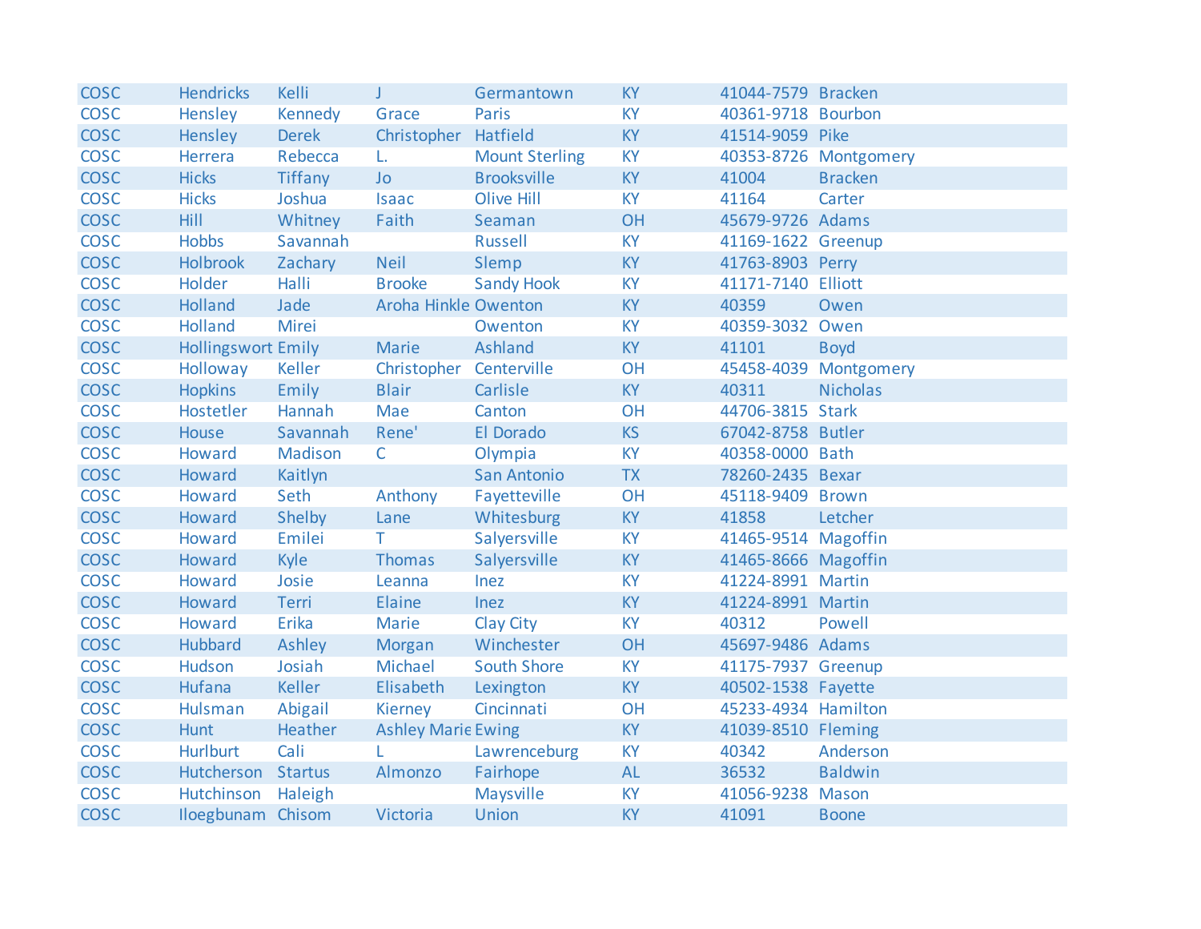| | | | | | | | |
|---|---|---|---|---|---|---|---|
| COSC | Hendricks | Kelli | J | Germantown | KY | 41044-7579 | Bracken |
| COSC | Hensley | Kennedy | Grace | Paris | KY | 40361-9718 | Bourbon |
| COSC | Hensley | Derek | Christopher | Hatfield | KY | 41514-9059 | Pike |
| COSC | Herrera | Rebecca | L. | Mount Sterling | KY | 40353-8726 | Montgomery |
| COSC | Hicks | Tiffany | Jo | Brooksville | KY | 41004 | Bracken |
| COSC | Hicks | Joshua | Isaac | Olive Hill | KY | 41164 | Carter |
| COSC | Hill | Whitney | Faith | Seaman | OH | 45679-9726 | Adams |
| COSC | Hobbs | Savannah | | Russell | KY | 41169-1622 | Greenup |
| COSC | Holbrook | Zachary | Neil | Slemp | KY | 41763-8903 | Perry |
| COSC | Holder | Halli | Brooke | Sandy Hook | KY | 41171-7140 | Elliott |
| COSC | Holland | Jade | Aroha Hinkle | Owenton | KY | 40359 | Owen |
| COSC | Holland | Mirei | | Owenton | KY | 40359-3032 | Owen |
| COSC | Hollingswort | Emily | Marie | Ashland | KY | 41101 | Boyd |
| COSC | Holloway | Keller | Christopher | Centerville | OH | 45458-4039 | Montgomery |
| COSC | Hopkins | Emily | Blair | Carlisle | KY | 40311 | Nicholas |
| COSC | Hostetler | Hannah | Mae | Canton | OH | 44706-3815 | Stark |
| COSC | House | Savannah | Rene' | El Dorado | KS | 67042-8758 | Butler |
| COSC | Howard | Madison | C | Olympia | KY | 40358-0000 | Bath |
| COSC | Howard | Kaitlyn | | San Antonio | TX | 78260-2435 | Bexar |
| COSC | Howard | Seth | Anthony | Fayetteville | OH | 45118-9409 | Brown |
| COSC | Howard | Shelby | Lane | Whitesburg | KY | 41858 | Letcher |
| COSC | Howard | Emilei | T | Salyersville | KY | 41465-9514 | Magoffin |
| COSC | Howard | Kyle | Thomas | Salyersville | KY | 41465-8666 | Magoffin |
| COSC | Howard | Josie | Leanna | Inez | KY | 41224-8991 | Martin |
| COSC | Howard | Terri | Elaine | Inez | KY | 41224-8991 | Martin |
| COSC | Howard | Erika | Marie | Clay City | KY | 40312 | Powell |
| COSC | Hubbard | Ashley | Morgan | Winchester | OH | 45697-9486 | Adams |
| COSC | Hudson | Josiah | Michael | South Shore | KY | 41175-7937 | Greenup |
| COSC | Hufana | Keller | Elisabeth | Lexington | KY | 40502-1538 | Fayette |
| COSC | Hulsman | Abigail | Kierney | Cincinnati | OH | 45233-4934 | Hamilton |
| COSC | Hunt | Heather | Ashley Marie | Ewing | KY | 41039-8510 | Fleming |
| COSC | Hurlburt | Cali | L | Lawrenceburg | KY | 40342 | Anderson |
| COSC | Hutcherson | Startus | Almonzo | Fairhope | AL | 36532 | Baldwin |
| COSC | Hutchinson | Haleigh | | Maysville | KY | 41056-9238 | Mason |
| COSC | Iloegbunam | Chisom | Victoria | Union | KY | 41091 | Boone |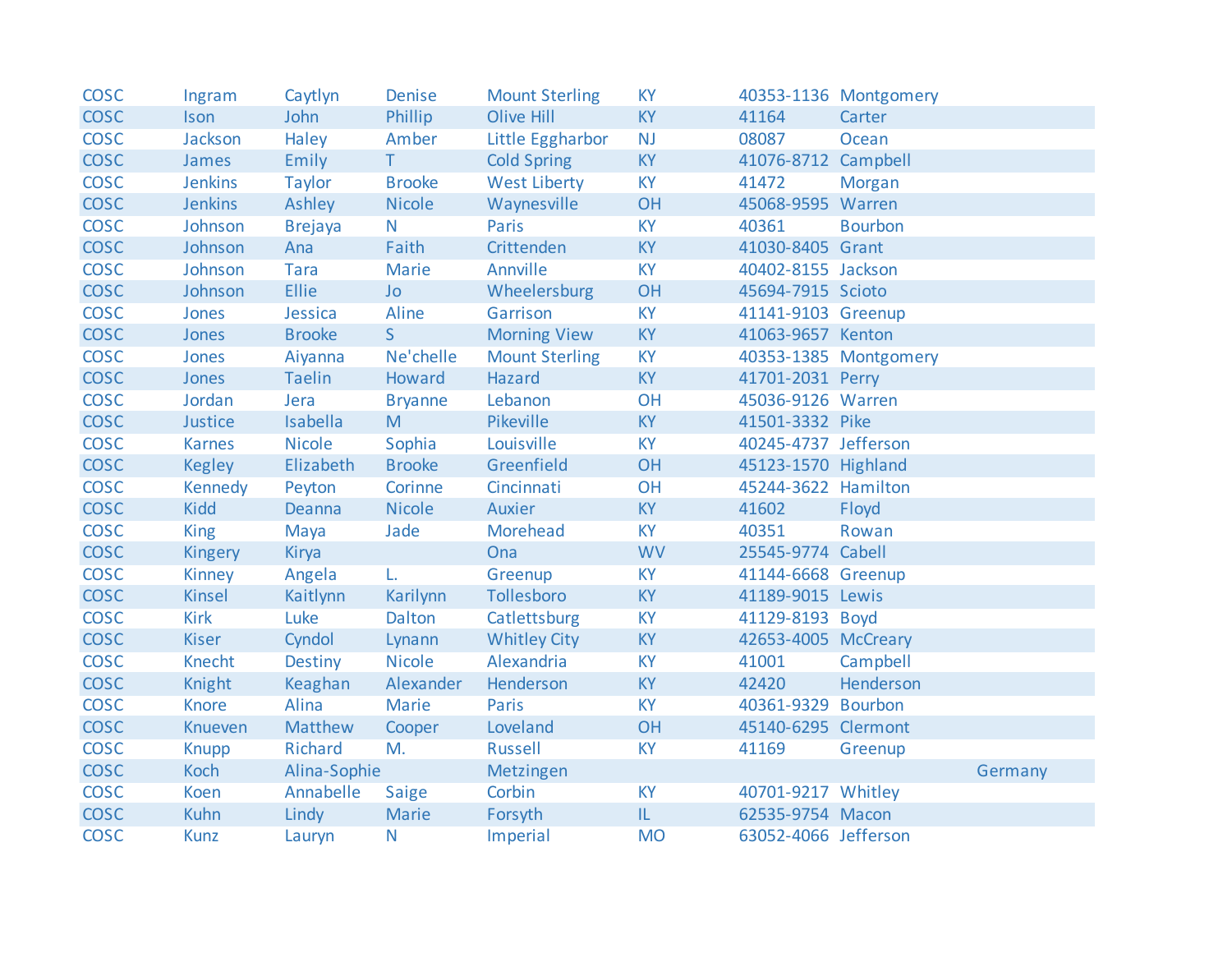| | | | | | | | | |
|---|---|---|---|---|---|---|---|---|
| COSC | Ingram | Caytlyn | Denise | Mount Sterling | KY | 40353-1136 | Montgomery | |
| COSC | Ison | John | Phillip | Olive Hill | KY | 41164 | Carter | |
| COSC | Jackson | Haley | Amber | Little Eggharbor | NJ | 08087 | Ocean | |
| COSC | James | Emily | T | Cold Spring | KY | 41076-8712 | Campbell | |
| COSC | Jenkins | Taylor | Brooke | West Liberty | KY | 41472 | Morgan | |
| COSC | Jenkins | Ashley | Nicole | Waynesville | OH | 45068-9595 | Warren | |
| COSC | Johnson | Brejaya | N | Paris | KY | 40361 | Bourbon | |
| COSC | Johnson | Ana | Faith | Crittenden | KY | 41030-8405 | Grant | |
| COSC | Johnson | Tara | Marie | Annville | KY | 40402-8155 | Jackson | |
| COSC | Johnson | Ellie | Jo | Wheelersburg | OH | 45694-7915 | Scioto | |
| COSC | Jones | Jessica | Aline | Garrison | KY | 41141-9103 | Greenup | |
| COSC | Jones | Brooke | S | Morning View | KY | 41063-9657 | Kenton | |
| COSC | Jones | Aiyanna | Ne'chelle | Mount Sterling | KY | 40353-1385 | Montgomery | |
| COSC | Jones | Taelin | Howard | Hazard | KY | 41701-2031 | Perry | |
| COSC | Jordan | Jera | Bryanne | Lebanon | OH | 45036-9126 | Warren | |
| COSC | Justice | Isabella | M | Pikeville | KY | 41501-3332 | Pike | |
| COSC | Karnes | Nicole | Sophia | Louisville | KY | 40245-4737 | Jefferson | |
| COSC | Kegley | Elizabeth | Brooke | Greenfield | OH | 45123-1570 | Highland | |
| COSC | Kennedy | Peyton | Corinne | Cincinnati | OH | 45244-3622 | Hamilton | |
| COSC | Kidd | Deanna | Nicole | Auxier | KY | 41602 | Floyd | |
| COSC | King | Maya | Jade | Morehead | KY | 40351 | Rowan | |
| COSC | Kingery | Kirya | | Ona | WV | 25545-9774 | Cabell | |
| COSC | Kinney | Angela | L. | Greenup | KY | 41144-6668 | Greenup | |
| COSC | Kinsel | Kaitlynn | Karilynn | Tollesboro | KY | 41189-9015 | Lewis | |
| COSC | Kirk | Luke | Dalton | Catlettsburg | KY | 41129-8193 | Boyd | |
| COSC | Kiser | Cyndol | Lynann | Whitley City | KY | 42653-4005 | McCreary | |
| COSC | Knecht | Destiny | Nicole | Alexandria | KY | 41001 | Campbell | |
| COSC | Knight | Keaghan | Alexander | Henderson | KY | 42420 | Henderson | |
| COSC | Knore | Alina | Marie | Paris | KY | 40361-9329 | Bourbon | |
| COSC | Knueven | Matthew | Cooper | Loveland | OH | 45140-6295 | Clermont | |
| COSC | Knupp | Richard | M. | Russell | KY | 41169 | Greenup | |
| COSC | Koch | Alina-Sophie | | Metzingen | | | | Germany |
| COSC | Koen | Annabelle | Saige | Corbin | KY | 40701-9217 | Whitley | |
| COSC | Kuhn | Lindy | Marie | Forsyth | IL | 62535-9754 | Macon | |
| COSC | Kunz | Lauryn | N | Imperial | MO | 63052-4066 | Jefferson | |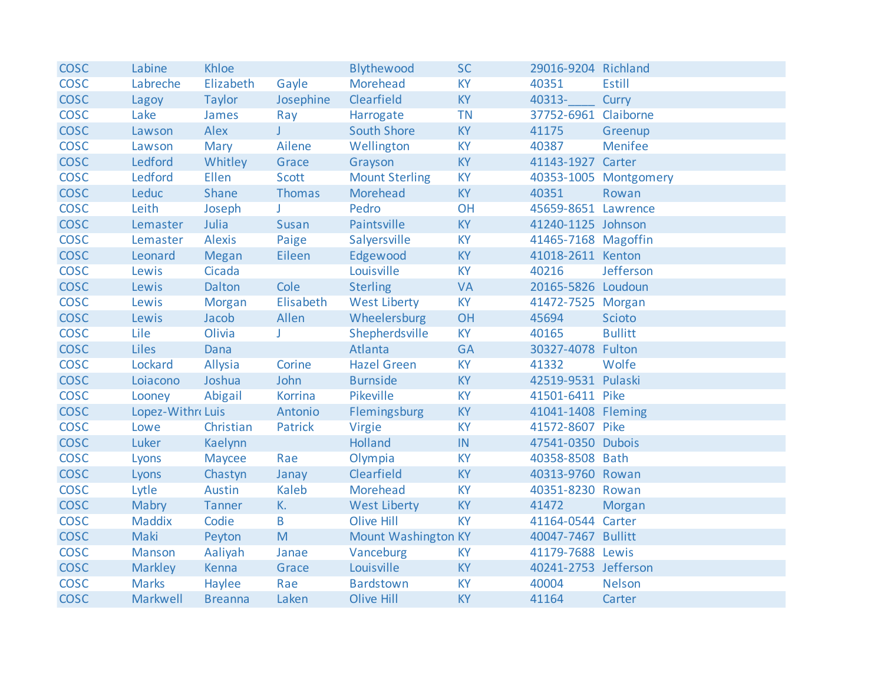| | | | | | | | |
|---|---|---|---|---|---|---|---|
| COSC | Labine | Khloe | | Blythewood | SC | 29016-9204 | Richland |
| COSC | Labreche | Elizabeth | Gayle | Morehead | KY | 40351 | Estill |
| COSC | Lagoy | Taylor | Josephine | Clearfield | KY | 40313-____ | Curry |
| COSC | Lake | James | Ray | Harrogate | TN | 37752-6961 | Claiborne |
| COSC | Lawson | Alex | J | South Shore | KY | 41175 | Greenup |
| COSC | Lawson | Mary | Ailene | Wellington | KY | 40387 | Menifee |
| COSC | Ledford | Whitley | Grace | Grayson | KY | 41143-1927 | Carter |
| COSC | Ledford | Ellen | Scott | Mount Sterling | KY | 40353-1005 | Montgomery |
| COSC | Leduc | Shane | Thomas | Morehead | KY | 40351 | Rowan |
| COSC | Leith | Joseph | J | Pedro | OH | 45659-8651 | Lawrence |
| COSC | Lemaster | Julia | Susan | Paintsville | KY | 41240-1125 | Johnson |
| COSC | Lemaster | Alexis | Paige | Salyersville | KY | 41465-7168 | Magoffin |
| COSC | Leonard | Megan | Eileen | Edgewood | KY | 41018-2611 | Kenton |
| COSC | Lewis | Cicada | | Louisville | KY | 40216 | Jefferson |
| COSC | Lewis | Dalton | Cole | Sterling | VA | 20165-5826 | Loudoun |
| COSC | Lewis | Morgan | Elisabeth | West Liberty | KY | 41472-7525 | Morgan |
| COSC | Lewis | Jacob | Allen | Wheelersburg | OH | 45694 | Scioto |
| COSC | Lile | Olivia | J | Shepherdsville | KY | 40165 | Bullitt |
| COSC | Liles | Dana | | Atlanta | GA | 30327-4078 | Fulton |
| COSC | Lockard | Allysia | Corine | Hazel Green | KY | 41332 | Wolfe |
| COSC | Loiacono | Joshua | John | Burnside | KY | 42519-9531 | Pulaski |
| COSC | Looney | Abigail | Korrina | Pikeville | KY | 41501-6411 | Pike |
| COSC | Lopez-Withr | Luis | Antonio | Flemingsburg | KY | 41041-1408 | Fleming |
| COSC | Lowe | Christian | Patrick | Virgie | KY | 41572-8607 | Pike |
| COSC | Luker | Kaelynn | | Holland | IN | 47541-0350 | Dubois |
| COSC | Lyons | Maycee | Rae | Olympia | KY | 40358-8508 | Bath |
| COSC | Lyons | Chastyn | Janay | Clearfield | KY | 40313-9760 | Rowan |
| COSC | Lytle | Austin | Kaleb | Morehead | KY | 40351-8230 | Rowan |
| COSC | Mabry | Tanner | K. | West Liberty | KY | 41472 | Morgan |
| COSC | Maddix | Codie | B | Olive Hill | KY | 41164-0544 | Carter |
| COSC | Maki | Peyton | M | Mount Washington | KY | 40047-7467 | Bullitt |
| COSC | Manson | Aaliyah | Janae | Vanceburg | KY | 41179-7688 | Lewis |
| COSC | Markley | Kenna | Grace | Louisville | KY | 40241-2753 | Jefferson |
| COSC | Marks | Haylee | Rae | Bardstown | KY | 40004 | Nelson |
| COSC | Markwell | Breanna | Laken | Olive Hill | KY | 41164 | Carter |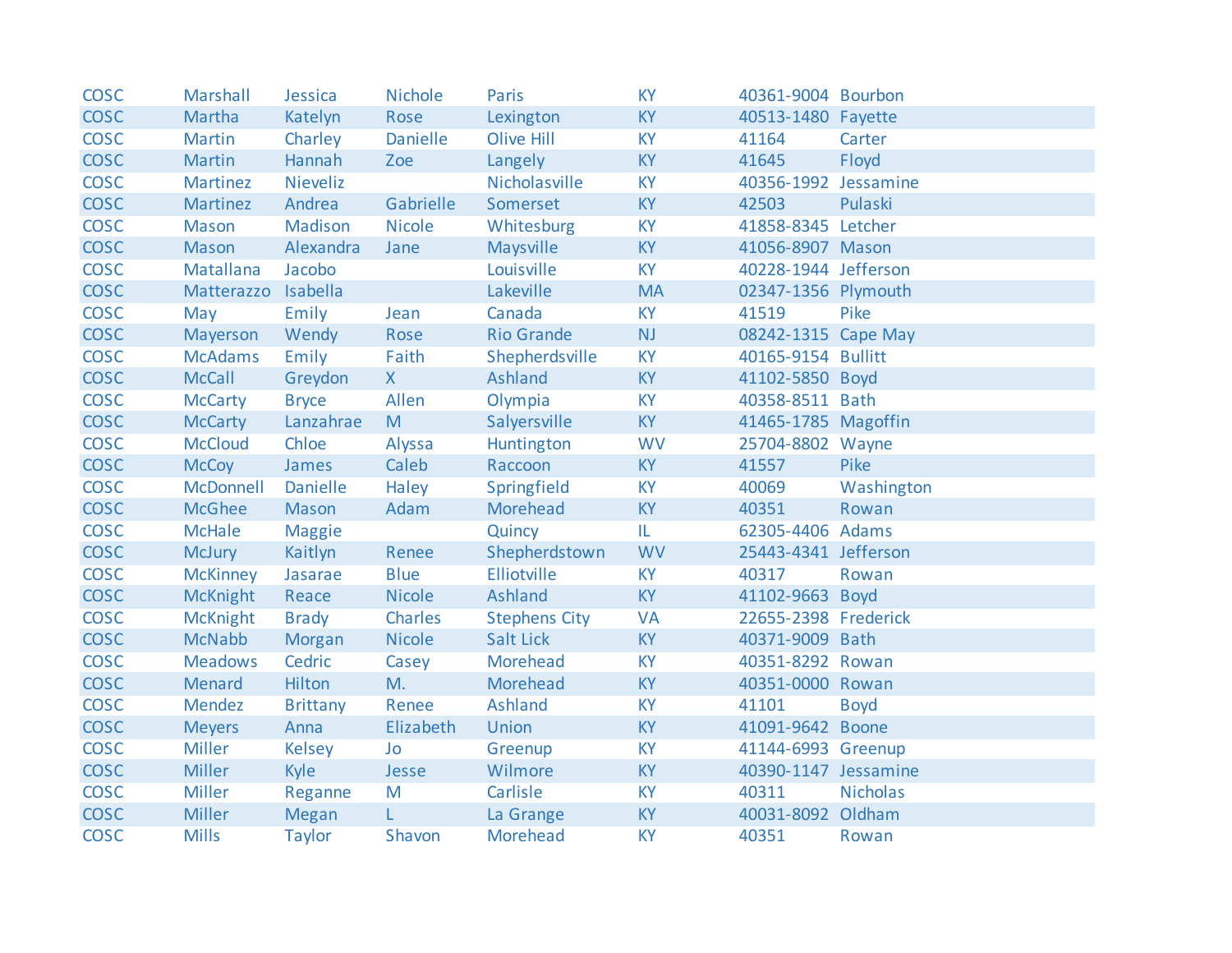| | | | | | | | |
|---|---|---|---|---|---|---|---|
| COSC | Marshall | Jessica | Nichole | Paris | KY | 40361-9004 | Bourbon |
| COSC | Martha | Katelyn | Rose | Lexington | KY | 40513-1480 | Fayette |
| COSC | Martin | Charley | Danielle | Olive Hill | KY | 41164 | Carter |
| COSC | Martin | Hannah | Zoe | Langely | KY | 41645 | Floyd |
| COSC | Martinez | Nieveliz | | Nicholasville | KY | 40356-1992 | Jessamine |
| COSC | Martinez | Andrea | Gabrielle | Somerset | KY | 42503 | Pulaski |
| COSC | Mason | Madison | Nicole | Whitesburg | KY | 41858-8345 | Letcher |
| COSC | Mason | Alexandra | Jane | Maysville | KY | 41056-8907 | Mason |
| COSC | Matallana | Jacobo | | Louisville | KY | 40228-1944 | Jefferson |
| COSC | Matterazzo | Isabella | | Lakeville | MA | 02347-1356 | Plymouth |
| COSC | May | Emily | Jean | Canada | KY | 41519 | Pike |
| COSC | Mayerson | Wendy | Rose | Rio Grande | NJ | 08242-1315 | Cape May |
| COSC | McAdams | Emily | Faith | Shepherdsville | KY | 40165-9154 | Bullitt |
| COSC | McCall | Greydon | X | Ashland | KY | 41102-5850 | Boyd |
| COSC | McCarty | Bryce | Allen | Olympia | KY | 40358-8511 | Bath |
| COSC | McCarty | Lanzahrae | M | Salyersville | KY | 41465-1785 | Magoffin |
| COSC | McCloud | Chloe | Alyssa | Huntington | WV | 25704-8802 | Wayne |
| COSC | McCoy | James | Caleb | Raccoon | KY | 41557 | Pike |
| COSC | McDonnell | Danielle | Haley | Springfield | KY | 40069 | Washington |
| COSC | McGhee | Mason | Adam | Morehead | KY | 40351 | Rowan |
| COSC | McHale | Maggie | | Quincy | IL | 62305-4406 | Adams |
| COSC | McJury | Kaitlyn | Renee | Shepherdstown | WV | 25443-4341 | Jefferson |
| COSC | McKinney | Jasarae | Blue | Elliotville | KY | 40317 | Rowan |
| COSC | McKnight | Reace | Nicole | Ashland | KY | 41102-9663 | Boyd |
| COSC | McKnight | Brady | Charles | Stephens City | VA | 22655-2398 | Frederick |
| COSC | McNabb | Morgan | Nicole | Salt Lick | KY | 40371-9009 | Bath |
| COSC | Meadows | Cedric | Casey | Morehead | KY | 40351-8292 | Rowan |
| COSC | Menard | Hilton | M. | Morehead | KY | 40351-0000 | Rowan |
| COSC | Mendez | Brittany | Renee | Ashland | KY | 41101 | Boyd |
| COSC | Meyers | Anna | Elizabeth | Union | KY | 41091-9642 | Boone |
| COSC | Miller | Kelsey | Jo | Greenup | KY | 41144-6993 | Greenup |
| COSC | Miller | Kyle | Jesse | Wilmore | KY | 40390-1147 | Jessamine |
| COSC | Miller | Reganne | M | Carlisle | KY | 40311 | Nicholas |
| COSC | Miller | Megan | L | La Grange | KY | 40031-8092 | Oldham |
| COSC | Mills | Taylor | Shavon | Morehead | KY | 40351 | Rowan |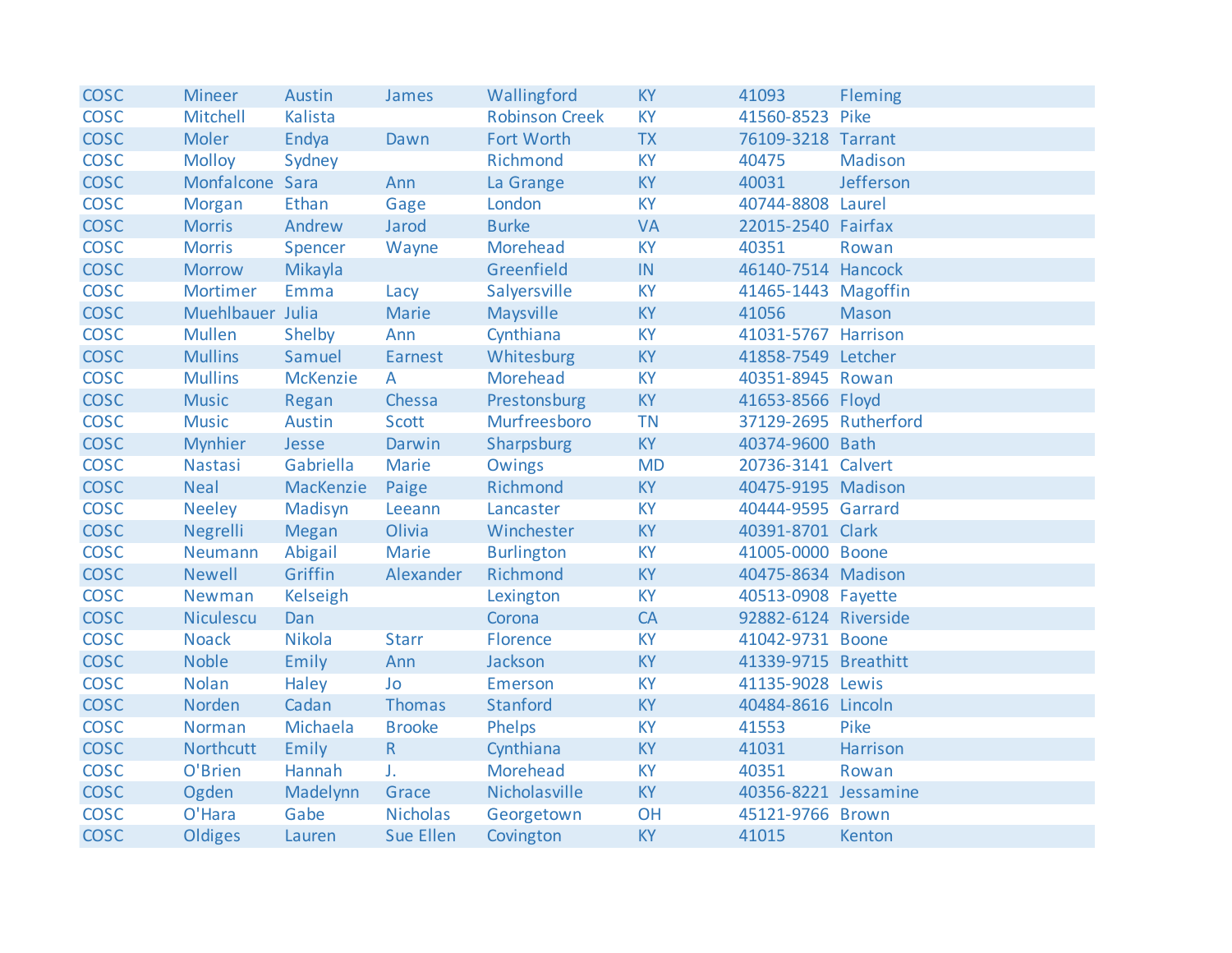| | | | | | | | |
|---|---|---|---|---|---|---|---|
| COSC | Mineer | Austin | James | Wallingford | KY | 41093 | Fleming |
| COSC | Mitchell | Kalista | | Robinson Creek | KY | 41560-8523 | Pike |
| COSC | Moler | Endya | Dawn | Fort Worth | TX | 76109-3218 | Tarrant |
| COSC | Molloy | Sydney | | Richmond | KY | 40475 | Madison |
| COSC | Monfalcone | Sara | Ann | La Grange | KY | 40031 | Jefferson |
| COSC | Morgan | Ethan | Gage | London | KY | 40744-8808 | Laurel |
| COSC | Morris | Andrew | Jarod | Burke | VA | 22015-2540 | Fairfax |
| COSC | Morris | Spencer | Wayne | Morehead | KY | 40351 | Rowan |
| COSC | Morrow | Mikayla | | Greenfield | IN | 46140-7514 | Hancock |
| COSC | Mortimer | Emma | Lacy | Salyersville | KY | 41465-1443 | Magoffin |
| COSC | Muehlbauer | Julia | Marie | Maysville | KY | 41056 | Mason |
| COSC | Mullen | Shelby | Ann | Cynthiana | KY | 41031-5767 | Harrison |
| COSC | Mullins | Samuel | Earnest | Whitesburg | KY | 41858-7549 | Letcher |
| COSC | Mullins | McKenzie | A | Morehead | KY | 40351-8945 | Rowan |
| COSC | Music | Regan | Chessa | Prestonsburg | KY | 41653-8566 | Floyd |
| COSC | Music | Austin | Scott | Murfreesboro | TN | 37129-2695 | Rutherford |
| COSC | Mynhier | Jesse | Darwin | Sharpsburg | KY | 40374-9600 | Bath |
| COSC | Nastasi | Gabriella | Marie | Owings | MD | 20736-3141 | Calvert |
| COSC | Neal | MacKenzie | Paige | Richmond | KY | 40475-9195 | Madison |
| COSC | Neeley | Madisyn | Leeann | Lancaster | KY | 40444-9595 | Garrard |
| COSC | Negrelli | Megan | Olivia | Winchester | KY | 40391-8701 | Clark |
| COSC | Neumann | Abigail | Marie | Burlington | KY | 41005-0000 | Boone |
| COSC | Newell | Griffin | Alexander | Richmond | KY | 40475-8634 | Madison |
| COSC | Newman | Kelseigh | | Lexington | KY | 40513-0908 | Fayette |
| COSC | Niculescu | Dan | | Corona | CA | 92882-6124 | Riverside |
| COSC | Noack | Nikola | Starr | Florence | KY | 41042-9731 | Boone |
| COSC | Noble | Emily | Ann | Jackson | KY | 41339-9715 | Breathitt |
| COSC | Nolan | Haley | Jo | Emerson | KY | 41135-9028 | Lewis |
| COSC | Norden | Cadan | Thomas | Stanford | KY | 40484-8616 | Lincoln |
| COSC | Norman | Michaela | Brooke | Phelps | KY | 41553 | Pike |
| COSC | Northcutt | Emily | R | Cynthiana | KY | 41031 | Harrison |
| COSC | O'Brien | Hannah | J. | Morehead | KY | 40351 | Rowan |
| COSC | Ogden | Madelynn | Grace | Nicholasville | KY | 40356-8221 | Jessamine |
| COSC | O'Hara | Gabe | Nicholas | Georgetown | OH | 45121-9766 | Brown |
| COSC | Oldiges | Lauren | Sue Ellen | Covington | KY | 41015 | Kenton |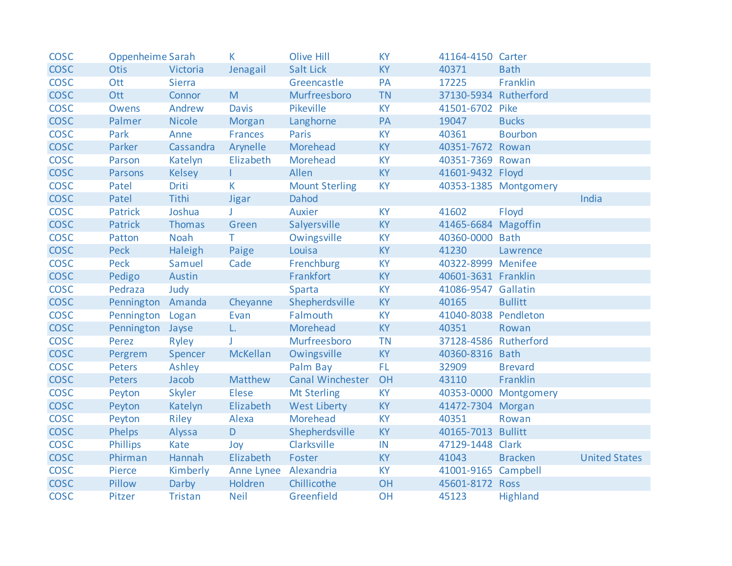| | | | | | | | | |
|---|---|---|---|---|---|---|---|---|
| COSC | Oppenheime | Sarah | K | Olive Hill | KY | 41164-4150 | Carter | |
| COSC | Otis | Victoria | Jenagail | Salt Lick | KY | 40371 | Bath | |
| COSC | Ott | Sierra | | Greencastle | PA | 17225 | Franklin | |
| COSC | Ott | Connor | M | Murfreesboro | TN | 37130-5934 | Rutherford | |
| COSC | Owens | Andrew | Davis | Pikeville | KY | 41501-6702 | Pike | |
| COSC | Palmer | Nicole | Morgan | Langhorne | PA | 19047 | Bucks | |
| COSC | Park | Anne | Frances | Paris | KY | 40361 | Bourbon | |
| COSC | Parker | Cassandra | Arynelle | Morehead | KY | 40351-7672 | Rowan | |
| COSC | Parson | Katelyn | Elizabeth | Morehead | KY | 40351-7369 | Rowan | |
| COSC | Parsons | Kelsey | I | Allen | KY | 41601-9432 | Floyd | |
| COSC | Patel | Driti | K | Mount Sterling | KY | 40353-1385 | Montgomery | |
| COSC | Patel | Tithi | Jigar | Dahod | | | | India |
| COSC | Patrick | Joshua | J | Auxier | KY | 41602 | Floyd | |
| COSC | Patrick | Thomas | Green | Salyersville | KY | 41465-6684 | Magoffin | |
| COSC | Patton | Noah | T | Owingsville | KY | 40360-0000 | Bath | |
| COSC | Peck | Haleigh | Paige | Louisa | KY | 41230 | Lawrence | |
| COSC | Peck | Samuel | Cade | Frenchburg | KY | 40322-8999 | Menifee | |
| COSC | Pedigo | Austin | | Frankfort | KY | 40601-3631 | Franklin | |
| COSC | Pedraza | Judy | | Sparta | KY | 41086-9547 | Gallatin | |
| COSC | Pennington | Amanda | Cheyanne | Shepherdsville | KY | 40165 | Bullitt | |
| COSC | Pennington | Logan | Evan | Falmouth | KY | 41040-8038 | Pendleton | |
| COSC | Pennington | Jayse | L. | Morehead | KY | 40351 | Rowan | |
| COSC | Perez | Ryley | J | Murfreesboro | TN | 37128-4586 | Rutherford | |
| COSC | Pergrem | Spencer | McKellan | Owingsville | KY | 40360-8316 | Bath | |
| COSC | Peters | Ashley | | Palm Bay | FL | 32909 | Brevard | |
| COSC | Peters | Jacob | Matthew | Canal Winchester | OH | 43110 | Franklin | |
| COSC | Peyton | Skyler | Elese | Mt Sterling | KY | 40353-0000 | Montgomery | |
| COSC | Peyton | Katelyn | Elizabeth | West Liberty | KY | 41472-7304 | Morgan | |
| COSC | Peyton | Riley | Alexa | Morehead | KY | 40351 | Rowan | |
| COSC | Phelps | Alyssa | D | Shepherdsville | KY | 40165-7013 | Bullitt | |
| COSC | Phillips | Kate | Joy | Clarksville | IN | 47129-1448 | Clark | |
| COSC | Phirman | Hannah | Elizabeth | Foster | KY | 41043 | Bracken | United States |
| COSC | Pierce | Kimberly | Anne Lynee | Alexandria | KY | 41001-9165 | Campbell | |
| COSC | Pillow | Darby | Holdren | Chillicothe | OH | 45601-8172 | Ross | |
| COSC | Pitzer | Tristan | Neil | Greenfield | OH | 45123 | Highland | |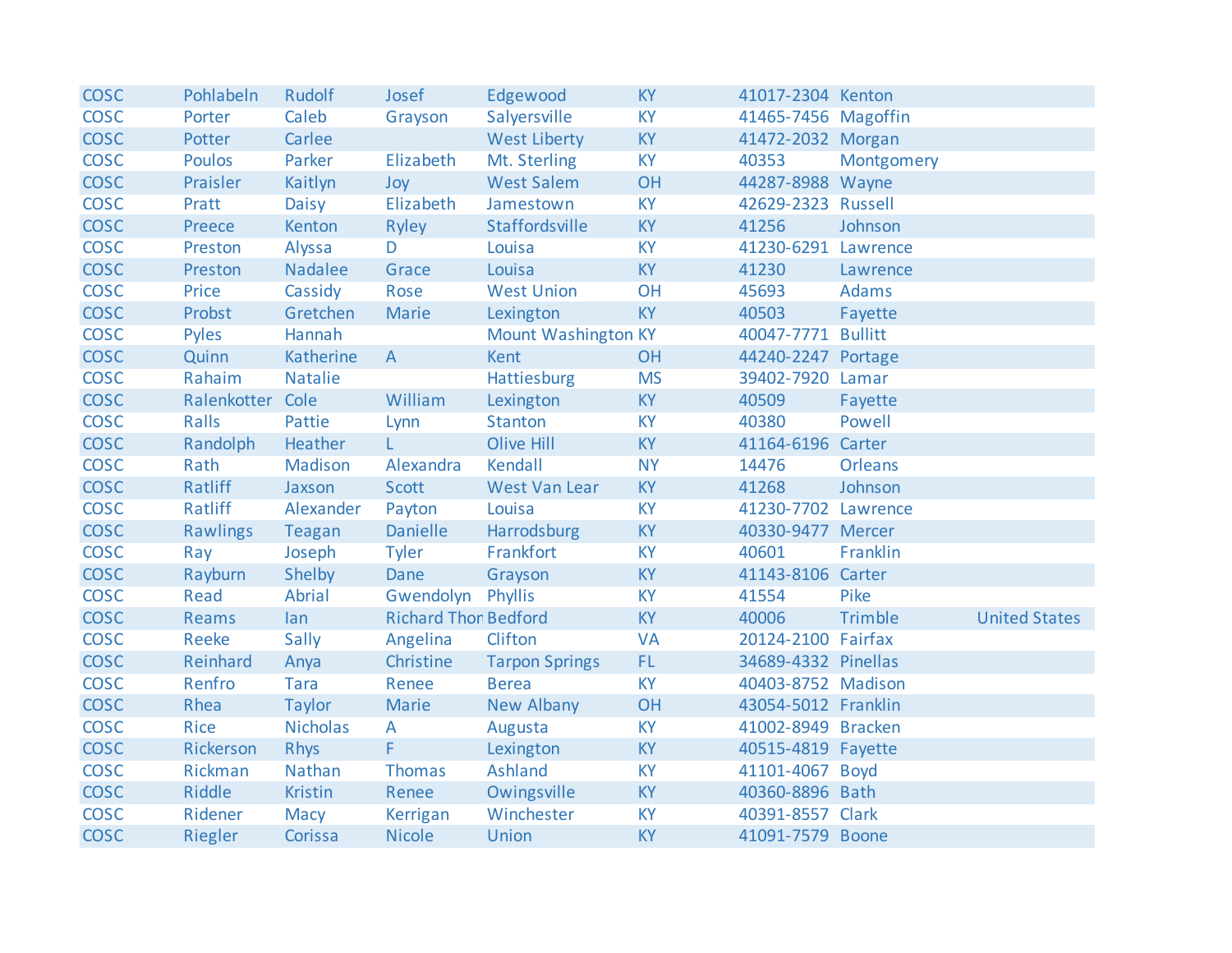| | | | | | | | | |
|---|---|---|---|---|---|---|---|---|
| COSC | Pohlabeln | Rudolf | Josef | Edgewood | KY | 41017-2304 | Kenton | |
| COSC | Porter | Caleb | Grayson | Salyersville | KY | 41465-7456 | Magoffin | |
| COSC | Potter | Carlee | | West Liberty | KY | 41472-2032 | Morgan | |
| COSC | Poulos | Parker | Elizabeth | Mt. Sterling | KY | 40353 | Montgomery | |
| COSC | Praisler | Kaitlyn | Joy | West Salem | OH | 44287-8988 | Wayne | |
| COSC | Pratt | Daisy | Elizabeth | Jamestown | KY | 42629-2323 | Russell | |
| COSC | Preece | Kenton | Ryley | Staffordsville | KY | 41256 | Johnson | |
| COSC | Preston | Alyssa | D | Louisa | KY | 41230-6291 | Lawrence | |
| COSC | Preston | Nadalee | Grace | Louisa | KY | 41230 | Lawrence | |
| COSC | Price | Cassidy | Rose | West Union | OH | 45693 | Adams | |
| COSC | Probst | Gretchen | Marie | Lexington | KY | 40503 | Fayette | |
| COSC | Pyles | Hannah | | Mount Washington | KY | 40047-7771 | Bullitt | |
| COSC | Quinn | Katherine | A | Kent | OH | 44240-2247 | Portage | |
| COSC | Rahaim | Natalie | | Hattiesburg | MS | 39402-7920 | Lamar | |
| COSC | Ralenkotter | Cole | William | Lexington | KY | 40509 | Fayette | |
| COSC | Ralls | Pattie | Lynn | Stanton | KY | 40380 | Powell | |
| COSC | Randolph | Heather | L | Olive Hill | KY | 41164-6196 | Carter | |
| COSC | Rath | Madison | Alexandra | Kendall | NY | 14476 | Orleans | |
| COSC | Ratliff | Jaxson | Scott | West Van Lear | KY | 41268 | Johnson | |
| COSC | Ratliff | Alexander | Payton | Louisa | KY | 41230-7702 | Lawrence | |
| COSC | Rawlings | Teagan | Danielle | Harrodsburg | KY | 40330-9477 | Mercer | |
| COSC | Ray | Joseph | Tyler | Frankfort | KY | 40601 | Franklin | |
| COSC | Rayburn | Shelby | Dane | Grayson | KY | 41143-8106 | Carter | |
| COSC | Read | Abrial | Gwendolyn | Phyllis | KY | 41554 | Pike | |
| COSC | Reams | Ian | Richard Thor | Bedford | KY | 40006 | Trimble | United States |
| COSC | Reeke | Sally | Angelina | Clifton | VA | 20124-2100 | Fairfax | |
| COSC | Reinhard | Anya | Christine | Tarpon Springs | FL | 34689-4332 | Pinellas | |
| COSC | Renfro | Tara | Renee | Berea | KY | 40403-8752 | Madison | |
| COSC | Rhea | Taylor | Marie | New Albany | OH | 43054-5012 | Franklin | |
| COSC | Rice | Nicholas | A | Augusta | KY | 41002-8949 | Bracken | |
| COSC | Rickerson | Rhys | F | Lexington | KY | 40515-4819 | Fayette | |
| COSC | Rickman | Nathan | Thomas | Ashland | KY | 41101-4067 | Boyd | |
| COSC | Riddle | Kristin | Renee | Owingsville | KY | 40360-8896 | Bath | |
| COSC | Ridener | Macy | Kerrigan | Winchester | KY | 40391-8557 | Clark | |
| COSC | Riegler | Corissa | Nicole | Union | KY | 41091-7579 | Boone | |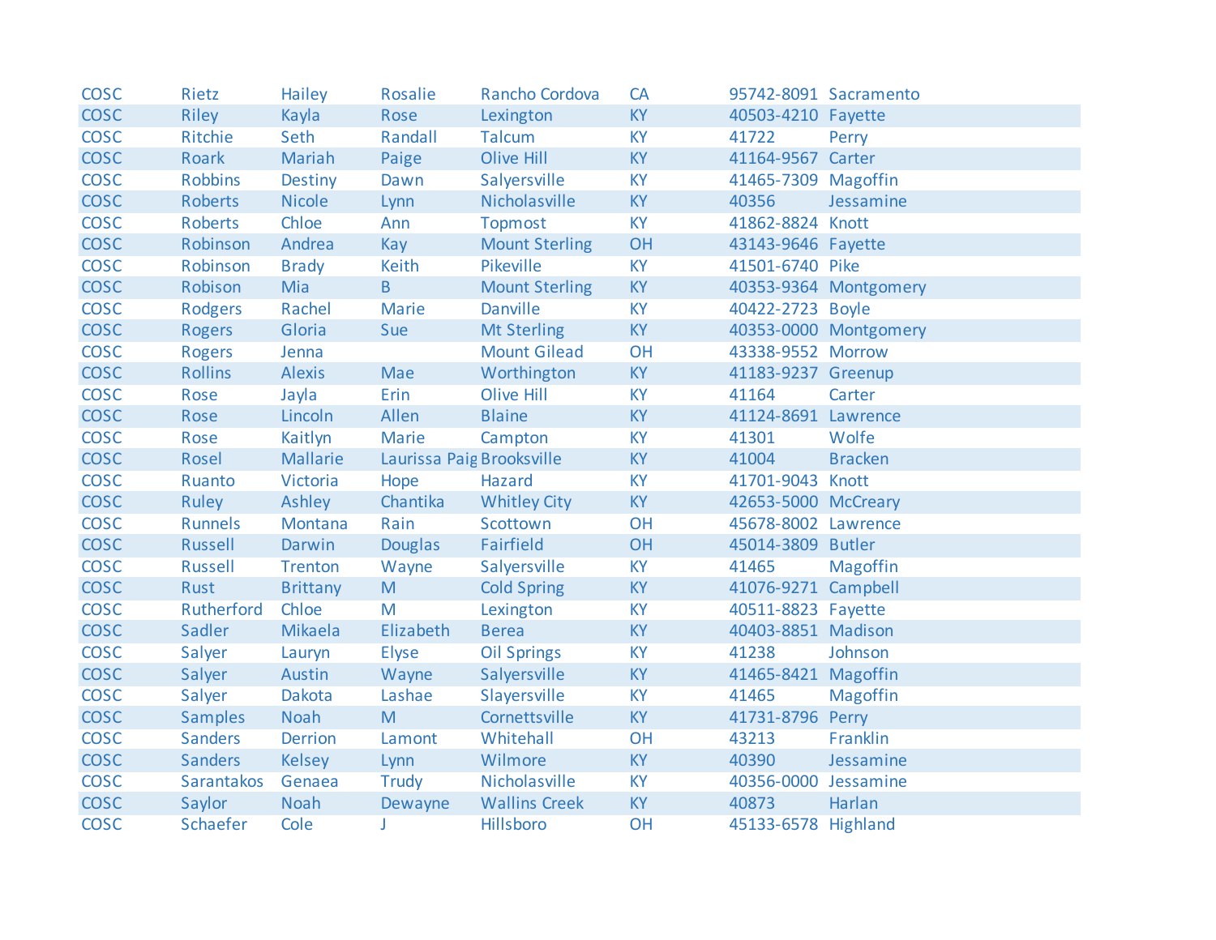| COSC | Rietz | Hailey | Rosalie | Rancho Cordova | CA | 95742-8091 | Sacramento |
|---|---|---|---|---|---|---|---|
| COSC | Riley | Kayla | Rose | Lexington | KY | 40503-4210 | Fayette |
| COSC | Ritchie | Seth | Randall | Talcum | KY | 41722 | Perry |
| COSC | Roark | Mariah | Paige | Olive Hill | KY | 41164-9567 | Carter |
| COSC | Robbins | Destiny | Dawn | Salyersville | KY | 41465-7309 | Magoffin |
| COSC | Roberts | Nicole | Lynn | Nicholasville | KY | 40356 | Jessamine |
| COSC | Roberts | Chloe | Ann | Topmost | KY | 41862-8824 | Knott |
| COSC | Robinson | Andrea | Kay | Mount Sterling | OH | 43143-9646 | Fayette |
| COSC | Robinson | Brady | Keith | Pikeville | KY | 41501-6740 | Pike |
| COSC | Robison | Mia | B | Mount Sterling | KY | 40353-9364 | Montgomery |
| COSC | Rodgers | Rachel | Marie | Danville | KY | 40422-2723 | Boyle |
| COSC | Rogers | Gloria | Sue | Mt Sterling | KY | 40353-0000 | Montgomery |
| COSC | Rogers | Jenna | | Mount Gilead | OH | 43338-9552 | Morrow |
| COSC | Rollins | Alexis | Mae | Worthington | KY | 41183-9237 | Greenup |
| COSC | Rose | Jayla | Erin | Olive Hill | KY | 41164 | Carter |
| COSC | Rose | Lincoln | Allen | Blaine | KY | 41124-8691 | Lawrence |
| COSC | Rose | Kaitlyn | Marie | Campton | KY | 41301 | Wolfe |
| COSC | Rosel | Mallarie | Laurissa Paig | Brooksville | KY | 41004 | Bracken |
| COSC | Ruanto | Victoria | Hope | Hazard | KY | 41701-9043 | Knott |
| COSC | Ruley | Ashley | Chantika | Whitley City | KY | 42653-5000 | McCreary |
| COSC | Runnels | Montana | Rain | Scottown | OH | 45678-8002 | Lawrence |
| COSC | Russell | Darwin | Douglas | Fairfield | OH | 45014-3809 | Butler |
| COSC | Russell | Trenton | Wayne | Salyersville | KY | 41465 | Magoffin |
| COSC | Rust | Brittany | M | Cold Spring | KY | 41076-9271 | Campbell |
| COSC | Rutherford | Chloe | M | Lexington | KY | 40511-8823 | Fayette |
| COSC | Sadler | Mikaela | Elizabeth | Berea | KY | 40403-8851 | Madison |
| COSC | Salyer | Lauryn | Elyse | Oil Springs | KY | 41238 | Johnson |
| COSC | Salyer | Austin | Wayne | Salyersville | KY | 41465-8421 | Magoffin |
| COSC | Salyer | Dakota | Lashae | Slayersville | KY | 41465 | Magoffin |
| COSC | Samples | Noah | M | Cornettsville | KY | 41731-8796 | Perry |
| COSC | Sanders | Derrion | Lamont | Whitehall | OH | 43213 | Franklin |
| COSC | Sanders | Kelsey | Lynn | Wilmore | KY | 40390 | Jessamine |
| COSC | Sarantakos | Genaea | Trudy | Nicholasville | KY | 40356-0000 | Jessamine |
| COSC | Saylor | Noah | Dewayne | Wallins Creek | KY | 40873 | Harlan |
| COSC | Schaefer | Cole | J | Hillsboro | OH | 45133-6578 | Highland |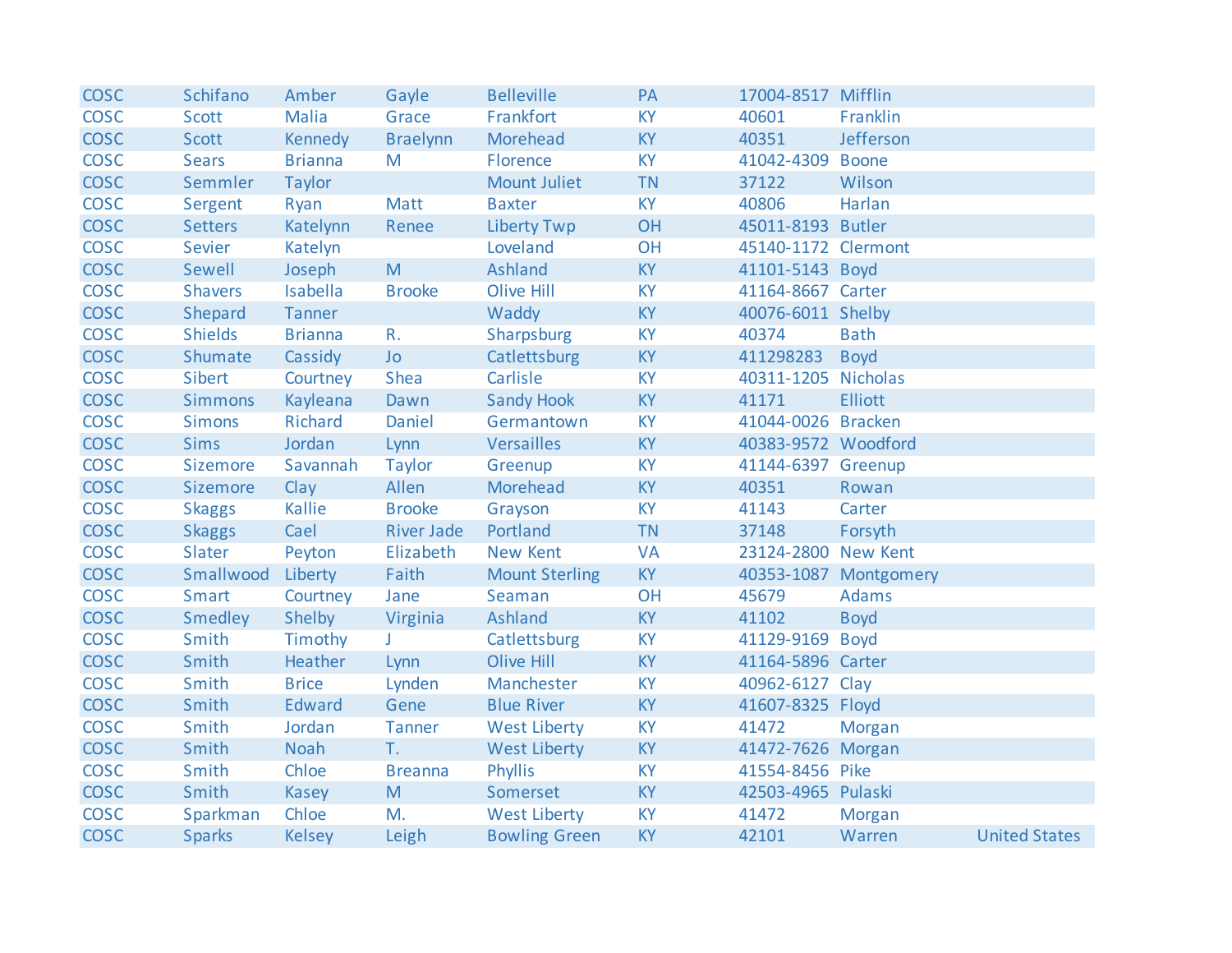| | | | | | | | | |
|---|---|---|---|---|---|---|---|---|
| COSC | Schifano | Amber | Gayle | Belleville | PA | 17004-8517 | Mifflin | |
| COSC | Scott | Malia | Grace | Frankfort | KY | 40601 | Franklin | |
| COSC | Scott | Kennedy | Braelynn | Morehead | KY | 40351 | Jefferson | |
| COSC | Sears | Brianna | M | Florence | KY | 41042-4309 | Boone | |
| COSC | Semmler | Taylor | | Mount Juliet | TN | 37122 | Wilson | |
| COSC | Sergent | Ryan | Matt | Baxter | KY | 40806 | Harlan | |
| COSC | Setters | Katelynn | Renee | Liberty Twp | OH | 45011-8193 | Butler | |
| COSC | Sevier | Katelyn | | Loveland | OH | 45140-1172 | Clermont | |
| COSC | Sewell | Joseph | M | Ashland | KY | 41101-5143 | Boyd | |
| COSC | Shavers | Isabella | Brooke | Olive Hill | KY | 41164-8667 | Carter | |
| COSC | Shepard | Tanner | | Waddy | KY | 40076-6011 | Shelby | |
| COSC | Shields | Brianna | R. | Sharpsburg | KY | 40374 | Bath | |
| COSC | Shumate | Cassidy | Jo | Catlettsburg | KY | 411298283 | Boyd | |
| COSC | Sibert | Courtney | Shea | Carlisle | KY | 40311-1205 | Nicholas | |
| COSC | Simmons | Kayleana | Dawn | Sandy Hook | KY | 41171 | Elliott | |
| COSC | Simons | Richard | Daniel | Germantown | KY | 41044-0026 | Bracken | |
| COSC | Sims | Jordan | Lynn | Versailles | KY | 40383-9572 | Woodford | |
| COSC | Sizemore | Savannah | Taylor | Greenup | KY | 41144-6397 | Greenup | |
| COSC | Sizemore | Clay | Allen | Morehead | KY | 40351 | Rowan | |
| COSC | Skaggs | Kallie | Brooke | Grayson | KY | 41143 | Carter | |
| COSC | Skaggs | Cael | River Jade | Portland | TN | 37148 | Forsyth | |
| COSC | Slater | Peyton | Elizabeth | New Kent | VA | 23124-2800 | New Kent | |
| COSC | Smallwood | Liberty | Faith | Mount Sterling | KY | 40353-1087 | Montgomery | |
| COSC | Smart | Courtney | Jane | Seaman | OH | 45679 | Adams | |
| COSC | Smedley | Shelby | Virginia | Ashland | KY | 41102 | Boyd | |
| COSC | Smith | Timothy | J | Catlettsburg | KY | 41129-9169 | Boyd | |
| COSC | Smith | Heather | Lynn | Olive Hill | KY | 41164-5896 | Carter | |
| COSC | Smith | Brice | Lynden | Manchester | KY | 40962-6127 | Clay | |
| COSC | Smith | Edward | Gene | Blue River | KY | 41607-8325 | Floyd | |
| COSC | Smith | Jordan | Tanner | West Liberty | KY | 41472 | Morgan | |
| COSC | Smith | Noah | T. | West Liberty | KY | 41472-7626 | Morgan | |
| COSC | Smith | Chloe | Breanna | Phyllis | KY | 41554-8456 | Pike | |
| COSC | Smith | Kasey | M | Somerset | KY | 42503-4965 | Pulaski | |
| COSC | Sparkman | Chloe | M. | West Liberty | KY | 41472 | Morgan | |
| COSC | Sparks | Kelsey | Leigh | Bowling Green | KY | 42101 | Warren | United States |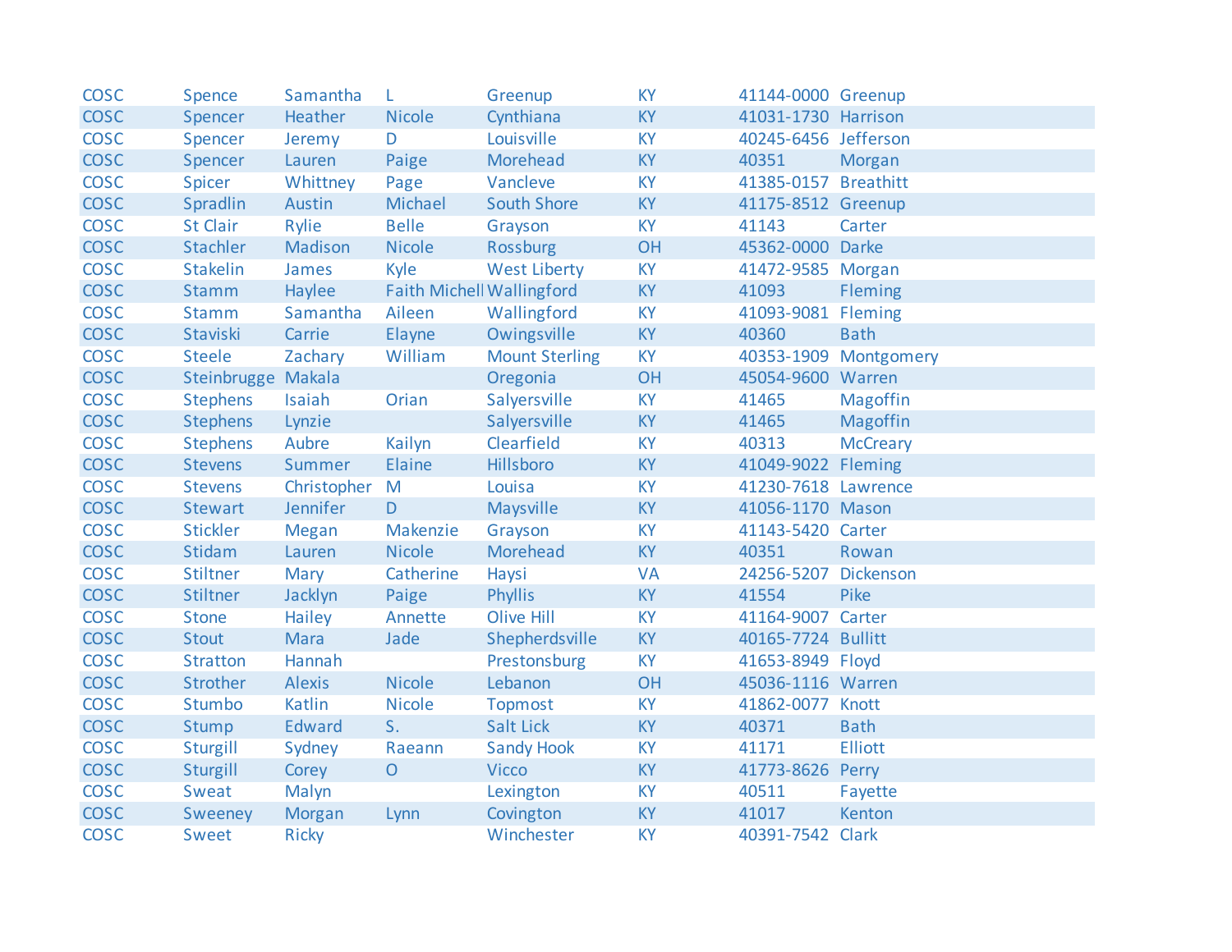| | | | | | | | |
|---|---|---|---|---|---|---|---|
| COSC | Spence | Samantha | L | Greenup | KY | 41144-0000 | Greenup |
| COSC | Spencer | Heather | Nicole | Cynthiana | KY | 41031-1730 | Harrison |
| COSC | Spencer | Jeremy | D | Louisville | KY | 40245-6456 | Jefferson |
| COSC | Spencer | Lauren | Paige | Morehead | KY | 40351 | Morgan |
| COSC | Spicer | Whittney | Page | Vancleve | KY | 41385-0157 | Breathitt |
| COSC | Spradlin | Austin | Michael | South Shore | KY | 41175-8512 | Greenup |
| COSC | St Clair | Rylie | Belle | Grayson | KY | 41143 | Carter |
| COSC | Stachler | Madison | Nicole | Rossburg | OH | 45362-0000 | Darke |
| COSC | Stakelin | James | Kyle | West Liberty | KY | 41472-9585 | Morgan |
| COSC | Stamm | Haylee | Faith Michell | Wallingford | KY | 41093 | Fleming |
| COSC | Stamm | Samantha | Aileen | Wallingford | KY | 41093-9081 | Fleming |
| COSC | Staviski | Carrie | Elayne | Owingsville | KY | 40360 | Bath |
| COSC | Steele | Zachary | William | Mount Sterling | KY | 40353-1909 | Montgomery |
| COSC | Steinbrugge | Makala | | Oregonia | OH | 45054-9600 | Warren |
| COSC | Stephens | Isaiah | Orian | Salyersville | KY | 41465 | Magoffin |
| COSC | Stephens | Lynzie | | Salyersville | KY | 41465 | Magoffin |
| COSC | Stephens | Aubre | Kailyn | Clearfield | KY | 40313 | McCreary |
| COSC | Stevens | Summer | Elaine | Hillsboro | KY | 41049-9022 | Fleming |
| COSC | Stevens | Christopher | M | Louisa | KY | 41230-7618 | Lawrence |
| COSC | Stewart | Jennifer | D | Maysville | KY | 41056-1170 | Mason |
| COSC | Stickler | Megan | Makenzie | Grayson | KY | 41143-5420 | Carter |
| COSC | Stidam | Lauren | Nicole | Morehead | KY | 40351 | Rowan |
| COSC | Stiltner | Mary | Catherine | Haysi | VA | 24256-5207 | Dickenson |
| COSC | Stiltner | Jacklyn | Paige | Phyllis | KY | 41554 | Pike |
| COSC | Stone | Hailey | Annette | Olive Hill | KY | 41164-9007 | Carter |
| COSC | Stout | Mara | Jade | Shepherdsville | KY | 40165-7724 | Bullitt |
| COSC | Stratton | Hannah | | Prestonsburg | KY | 41653-8949 | Floyd |
| COSC | Strother | Alexis | Nicole | Lebanon | OH | 45036-1116 | Warren |
| COSC | Stumbo | Katlin | Nicole | Topmost | KY | 41862-0077 | Knott |
| COSC | Stump | Edward | S. | Salt Lick | KY | 40371 | Bath |
| COSC | Sturgill | Sydney | Raeann | Sandy Hook | KY | 41171 | Elliott |
| COSC | Sturgill | Corey | O | Vicco | KY | 41773-8626 | Perry |
| COSC | Sweat | Malyn | | Lexington | KY | 40511 | Fayette |
| COSC | Sweeney | Morgan | Lynn | Covington | KY | 41017 | Kenton |
| COSC | Sweet | Ricky | | Winchester | KY | 40391-7542 | Clark |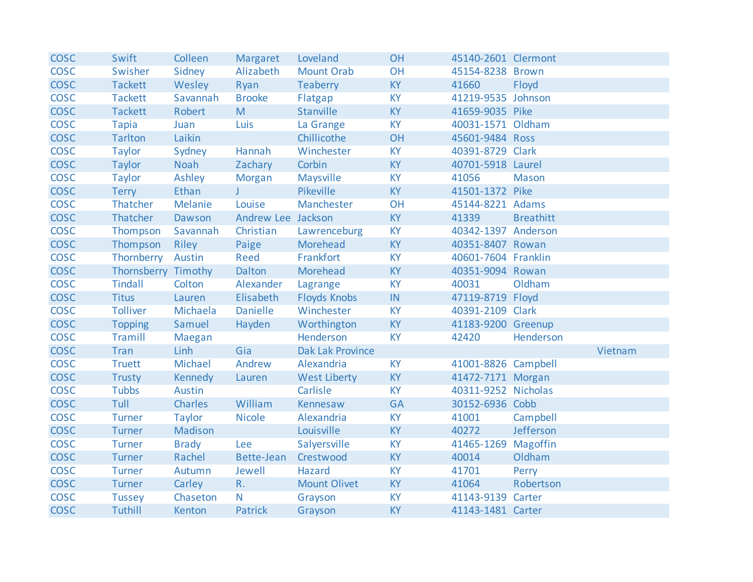| | | | | | | | | |
|---|---|---|---|---|---|---|---|---|
| COSC | Swift | Colleen | Margaret | Loveland | OH | 45140-2601 | Clermont | |
| COSC | Swisher | Sidney | Alizabeth | Mount Orab | OH | 45154-8238 | Brown | |
| COSC | Tackett | Wesley | Ryan | Teaberry | KY | 41660 | Floyd | |
| COSC | Tackett | Savannah | Brooke | Flatgap | KY | 41219-9535 | Johnson | |
| COSC | Tackett | Robert | M | Stanville | KY | 41659-9035 | Pike | |
| COSC | Tapia | Juan | Luis | La Grange | KY | 40031-1571 | Oldham | |
| COSC | Tarlton | Laikin | | Chillicothe | OH | 45601-9484 | Ross | |
| COSC | Taylor | Sydney | Hannah | Winchester | KY | 40391-8729 | Clark | |
| COSC | Taylor | Noah | Zachary | Corbin | KY | 40701-5918 | Laurel | |
| COSC | Taylor | Ashley | Morgan | Maysville | KY | 41056 | Mason | |
| COSC | Terry | Ethan | J | Pikeville | KY | 41501-1372 | Pike | |
| COSC | Thatcher | Melanie | Louise | Manchester | OH | 45144-8221 | Adams | |
| COSC | Thatcher | Dawson | Andrew Lee | Jackson | KY | 41339 | Breathitt | |
| COSC | Thompson | Savannah | Christian | Lawrenceburg | KY | 40342-1397 | Anderson | |
| COSC | Thompson | Riley | Paige | Morehead | KY | 40351-8407 | Rowan | |
| COSC | Thornberry | Austin | Reed | Frankfort | KY | 40601-7604 | Franklin | |
| COSC | Thornsberry | Timothy | Dalton | Morehead | KY | 40351-9094 | Rowan | |
| COSC | Tindall | Colton | Alexander | Lagrange | KY | 40031 | Oldham | |
| COSC | Titus | Lauren | Elisabeth | Floyds Knobs | IN | 47119-8719 | Floyd | |
| COSC | Tolliver | Michaela | Danielle | Winchester | KY | 40391-2109 | Clark | |
| COSC | Topping | Samuel | Hayden | Worthington | KY | 41183-9200 | Greenup | |
| COSC | Tramill | Maegan | | Henderson | KY | 42420 | Henderson | |
| COSC | Tran | Linh | Gia | Dak Lak Province | | | | Vietnam |
| COSC | Truett | Michael | Andrew | Alexandria | KY | 41001-8826 | Campbell | |
| COSC | Trusty | Kennedy | Lauren | West Liberty | KY | 41472-7171 | Morgan | |
| COSC | Tubbs | Austin | | Carlisle | KY | 40311-9252 | Nicholas | |
| COSC | Tull | Charles | William | Kennesaw | GA | 30152-6936 | Cobb | |
| COSC | Turner | Taylor | Nicole | Alexandria | KY | 41001 | Campbell | |
| COSC | Turner | Madison | | Louisville | KY | 40272 | Jefferson | |
| COSC | Turner | Brady | Lee | Salyersville | KY | 41465-1269 | Magoffin | |
| COSC | Turner | Rachel | Bette-Jean | Crestwood | KY | 40014 | Oldham | |
| COSC | Turner | Autumn | Jewell | Hazard | KY | 41701 | Perry | |
| COSC | Turner | Carley | R. | Mount Olivet | KY | 41064 | Robertson | |
| COSC | Tussey | Chaseton | N | Grayson | KY | 41143-9139 | Carter | |
| COSC | Tuthill | Kenton | Patrick | Grayson | KY | 41143-1481 | Carter | |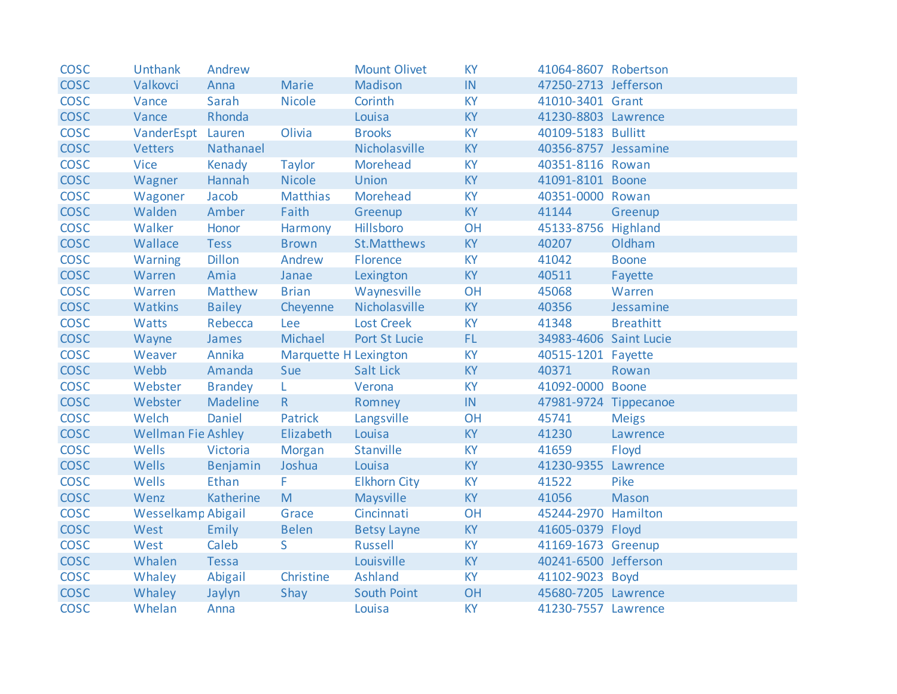| | | | | | | | |
|---|---|---|---|---|---|---|---|
| COSC | Unthank | Andrew | | Mount Olivet | KY | 41064-8607 | Robertson |
| COSC | Valkovci | Anna | Marie | Madison | IN | 47250-2713 | Jefferson |
| COSC | Vance | Sarah | Nicole | Corinth | KY | 41010-3401 | Grant |
| COSC | Vance | Rhonda | | Louisa | KY | 41230-8803 | Lawrence |
| COSC | VanderEspt | Lauren | Olivia | Brooks | KY | 40109-5183 | Bullitt |
| COSC | Vetters | Nathanael | | Nicholasville | KY | 40356-8757 | Jessamine |
| COSC | Vice | Kenady | Taylor | Morehead | KY | 40351-8116 | Rowan |
| COSC | Wagner | Hannah | Nicole | Union | KY | 41091-8101 | Boone |
| COSC | Wagoner | Jacob | Matthias | Morehead | KY | 40351-0000 | Rowan |
| COSC | Walden | Amber | Faith | Greenup | KY | 41144 | Greenup |
| COSC | Walker | Honor | Harmony | Hillsboro | OH | 45133-8756 | Highland |
| COSC | Wallace | Tess | Brown | St.Matthews | KY | 40207 | Oldham |
| COSC | Warning | Dillon | Andrew | Florence | KY | 41042 | Boone |
| COSC | Warren | Amia | Janae | Lexington | KY | 40511 | Fayette |
| COSC | Warren | Matthew | Brian | Waynesville | OH | 45068 | Warren |
| COSC | Watkins | Bailey | Cheyenne | Nicholasville | KY | 40356 | Jessamine |
| COSC | Watts | Rebecca | Lee | Lost Creek | KY | 41348 | Breathitt |
| COSC | Wayne | James | Michael | Port St Lucie | FL | 34983-4606 | Saint Lucie |
| COSC | Weaver | Annika | Marquette H | Lexington | KY | 40515-1201 | Fayette |
| COSC | Webb | Amanda | Sue | Salt Lick | KY | 40371 | Rowan |
| COSC | Webster | Brandey | L | Verona | KY | 41092-0000 | Boone |
| COSC | Webster | Madeline | R | Romney | IN | 47981-9724 | Tippecanoe |
| COSC | Welch | Daniel | Patrick | Langsville | OH | 45741 | Meigs |
| COSC | Wellman Fie | Ashley | Elizabeth | Louisa | KY | 41230 | Lawrence |
| COSC | Wells | Victoria | Morgan | Stanville | KY | 41659 | Floyd |
| COSC | Wells | Benjamin | Joshua | Louisa | KY | 41230-9355 | Lawrence |
| COSC | Wells | Ethan | F | Elkhorn City | KY | 41522 | Pike |
| COSC | Wenz | Katherine | M | Maysville | KY | 41056 | Mason |
| COSC | Wesselkamp | Abigail | Grace | Cincinnati | OH | 45244-2970 | Hamilton |
| COSC | West | Emily | Belen | Betsy Layne | KY | 41605-0379 | Floyd |
| COSC | West | Caleb | S | Russell | KY | 41169-1673 | Greenup |
| COSC | Whalen | Tessa | | Louisville | KY | 40241-6500 | Jefferson |
| COSC | Whaley | Abigail | Christine | Ashland | KY | 41102-9023 | Boyd |
| COSC | Whaley | Jaylyn | Shay | South Point | OH | 45680-7205 | Lawrence |
| COSC | Whelan | Anna | | Louisa | KY | 41230-7557 | Lawrence |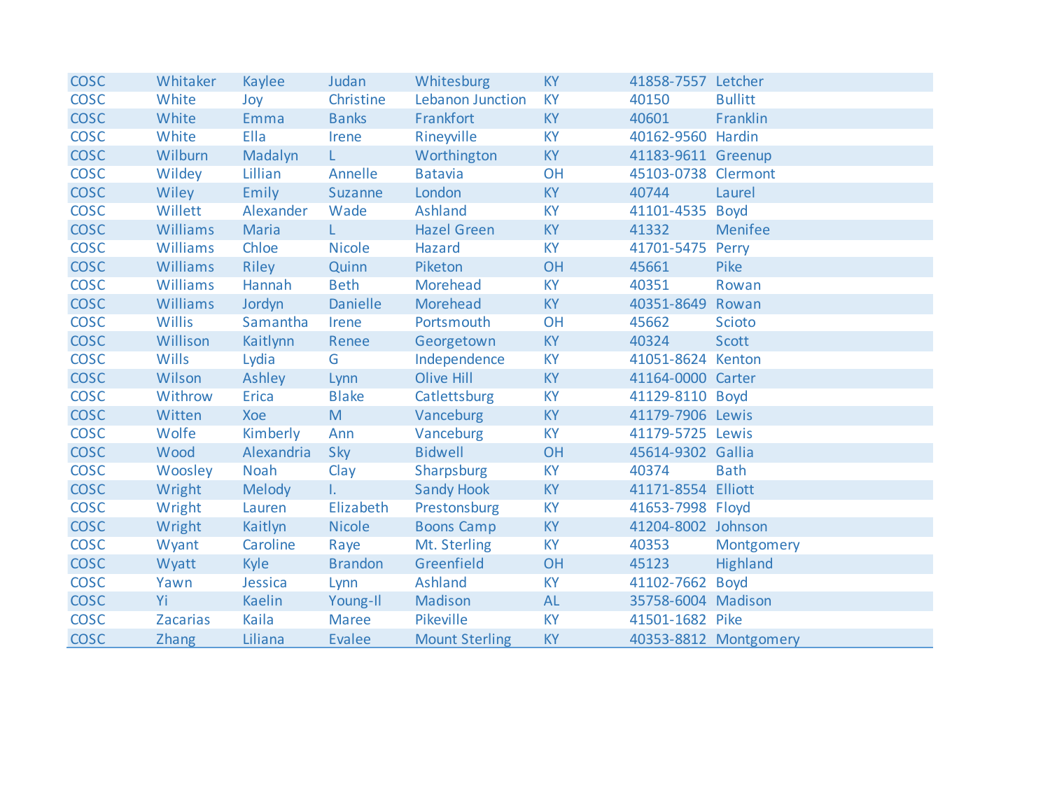| | | | | | | | |
|---|---|---|---|---|---|---|---|
| COSC | Whitaker | Kaylee | Judan | Whitesburg | KY | 41858-7557 | Letcher |
| COSC | White | Joy | Christine | Lebanon Junction | KY | 40150 | Bullitt |
| COSC | White | Emma | Banks | Frankfort | KY | 40601 | Franklin |
| COSC | White | Ella | Irene | Rineyville | KY | 40162-9560 | Hardin |
| COSC | Wilburn | Madalyn | L | Worthington | KY | 41183-9611 | Greenup |
| COSC | Wildey | Lillian | Annelle | Batavia | OH | 45103-0738 | Clermont |
| COSC | Wiley | Emily | Suzanne | London | KY | 40744 | Laurel |
| COSC | Willett | Alexander | Wade | Ashland | KY | 41101-4535 | Boyd |
| COSC | Williams | Maria | L | Hazel Green | KY | 41332 | Menifee |
| COSC | Williams | Chloe | Nicole | Hazard | KY | 41701-5475 | Perry |
| COSC | Williams | Riley | Quinn | Piketon | OH | 45661 | Pike |
| COSC | Williams | Hannah | Beth | Morehead | KY | 40351 | Rowan |
| COSC | Williams | Jordyn | Danielle | Morehead | KY | 40351-8649 | Rowan |
| COSC | Willis | Samantha | Irene | Portsmouth | OH | 45662 | Scioto |
| COSC | Willison | Kaitlynn | Renee | Georgetown | KY | 40324 | Scott |
| COSC | Wills | Lydia | G | Independence | KY | 41051-8624 | Kenton |
| COSC | Wilson | Ashley | Lynn | Olive Hill | KY | 41164-0000 | Carter |
| COSC | Withrow | Erica | Blake | Catlettsburg | KY | 41129-8110 | Boyd |
| COSC | Witten | Xoe | M | Vanceburg | KY | 41179-7906 | Lewis |
| COSC | Wolfe | Kimberly | Ann | Vanceburg | KY | 41179-5725 | Lewis |
| COSC | Wood | Alexandria | Sky | Bidwell | OH | 45614-9302 | Gallia |
| COSC | Woosley | Noah | Clay | Sharpsburg | KY | 40374 | Bath |
| COSC | Wright | Melody | I. | Sandy Hook | KY | 41171-8554 | Elliott |
| COSC | Wright | Lauren | Elizabeth | Prestonsburg | KY | 41653-7998 | Floyd |
| COSC | Wright | Kaitlyn | Nicole | Boons Camp | KY | 41204-8002 | Johnson |
| COSC | Wyant | Caroline | Raye | Mt. Sterling | KY | 40353 | Montgomery |
| COSC | Wyatt | Kyle | Brandon | Greenfield | OH | 45123 | Highland |
| COSC | Yawn | Jessica | Lynn | Ashland | KY | 41102-7662 | Boyd |
| COSC | Yi | Kaelin | Young-Il | Madison | AL | 35758-6004 | Madison |
| COSC | Zacarias | Kaila | Maree | Pikeville | KY | 41501-1682 | Pike |
| COSC | Zhang | Liliana | Evalee | Mount Sterling | KY | 40353-8812 | Montgomery |